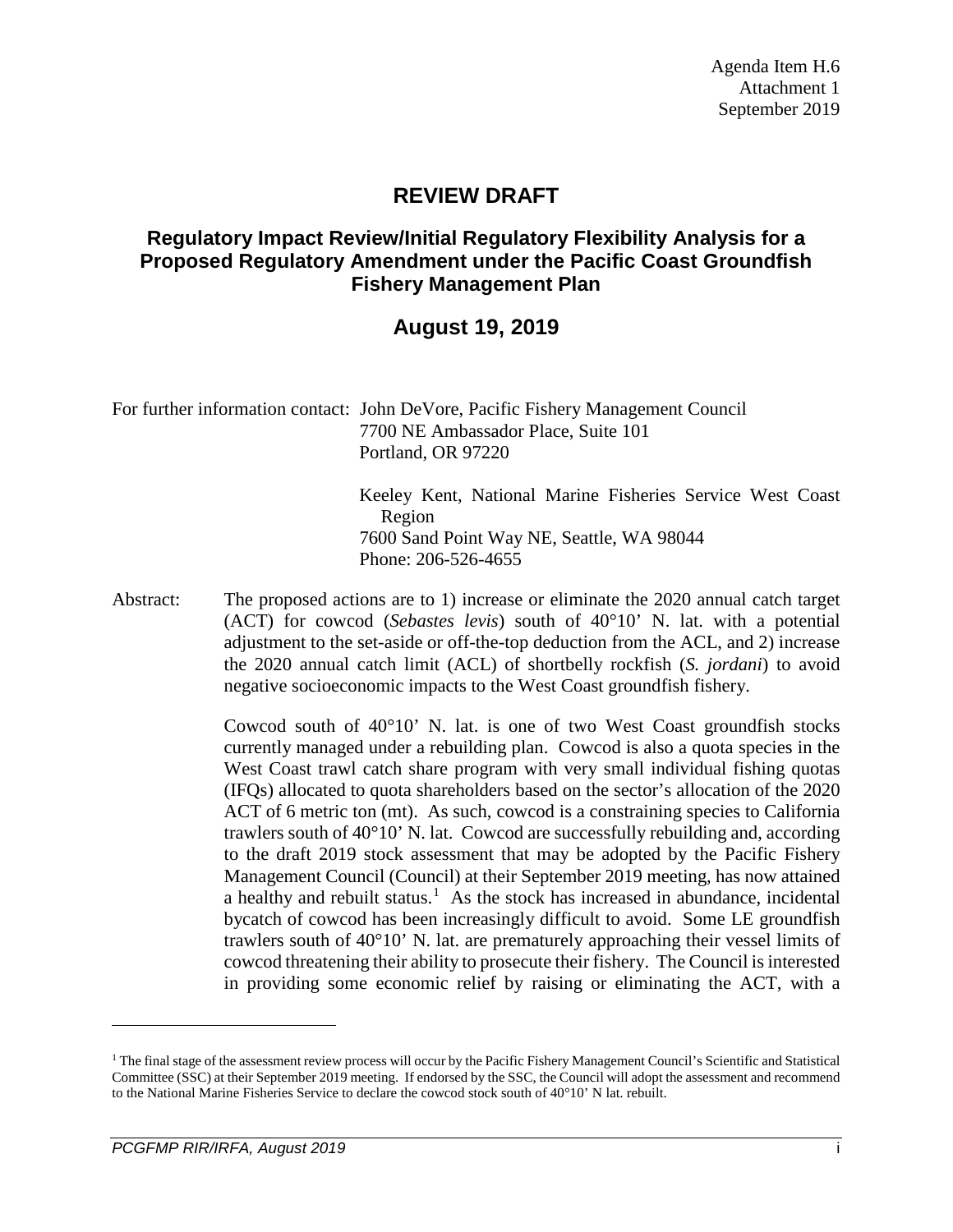Agenda Item H.6
Attachment 1
September 2019

# REVIEW DRAFT

## Regulatory Impact Review/Initial Regulatory Flexibility Analysis for a Proposed Regulatory Amendment under the Pacific Coast Groundfish Fishery Management Plan

## August 19, 2019

For further information contact: John DeVore, Pacific Fishery Management Council
7700 NE Ambassador Place, Suite 101
Portland, OR 97220

Keeley Kent, National Marine Fisheries Service West Coast Region
7600 Sand Point Way NE, Seattle, WA 98044
Phone: 206-526-4655

Abstract: The proposed actions are to 1) increase or eliminate the 2020 annual catch target (ACT) for cowcod (*Sebastes levis*) south of 40°10' N. lat. with a potential adjustment to the set-aside or off-the-top deduction from the ACL, and 2) increase the 2020 annual catch limit (ACL) of shortbelly rockfish (*S. jordani*) to avoid negative socioeconomic impacts to the West Coast groundfish fishery.

Cowcod south of 40°10' N. lat. is one of two West Coast groundfish stocks currently managed under a rebuilding plan. Cowcod is also a quota species in the West Coast trawl catch share program with very small individual fishing quotas (IFQs) allocated to quota shareholders based on the sector's allocation of the 2020 ACT of 6 metric ton (mt). As such, cowcod is a constraining species to California trawlers south of 40°10' N. lat. Cowcod are successfully rebuilding and, according to the draft 2019 stock assessment that may be adopted by the Pacific Fishery Management Council (Council) at their September 2019 meeting, has now attained a healthy and rebuilt status.[1] As the stock has increased in abundance, incidental bycatch of cowcod has been increasingly difficult to avoid. Some LE groundfish trawlers south of 40°10' N. lat. are prematurely approaching their vessel limits of cowcod threatening their ability to prosecute their fishery. The Council is interested in providing some economic relief by raising or eliminating the ACT, with a

[1] The final stage of the assessment review process will occur by the Pacific Fishery Management Council's Scientific and Statistical Committee (SSC) at their September 2019 meeting. If endorsed by the SSC, the Council will adopt the assessment and recommend to the National Marine Fisheries Service to declare the cowcod stock south of 40°10' N lat. rebuilt.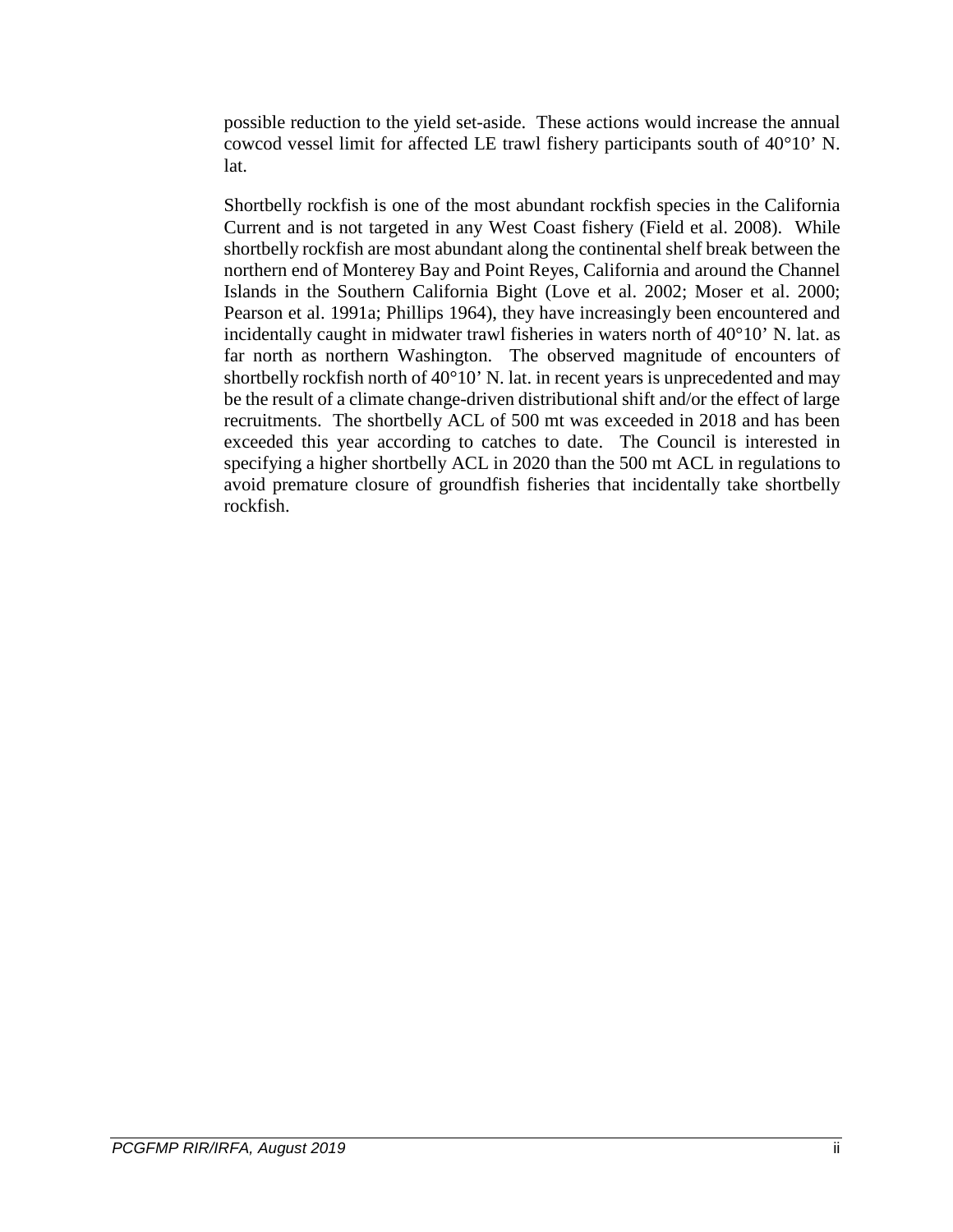possible reduction to the yield set-aside. These actions would increase the annual cowcod vessel limit for affected LE trawl fishery participants south of 40°10’ N. lat.

Shortbelly rockfish is one of the most abundant rockfish species in the California Current and is not targeted in any West Coast fishery (Field et al. 2008). While shortbelly rockfish are most abundant along the continental shelf break between the northern end of Monterey Bay and Point Reyes, California and around the Channel Islands in the Southern California Bight (Love et al. 2002; Moser et al. 2000; Pearson et al. 1991a; Phillips 1964), they have increasingly been encountered and incidentally caught in midwater trawl fisheries in waters north of 40°10’ N. lat. as far north as northern Washington. The observed magnitude of encounters of shortbelly rockfish north of 40°10’ N. lat. in recent years is unprecedented and may be the result of a climate change-driven distributional shift and/or the effect of large recruitments. The shortbelly ACL of 500 mt was exceeded in 2018 and has been exceeded this year according to catches to date. The Council is interested in specifying a higher shortbelly ACL in 2020 than the 500 mt ACL in regulations to avoid premature closure of groundfish fisheries that incidentally take shortbelly rockfish.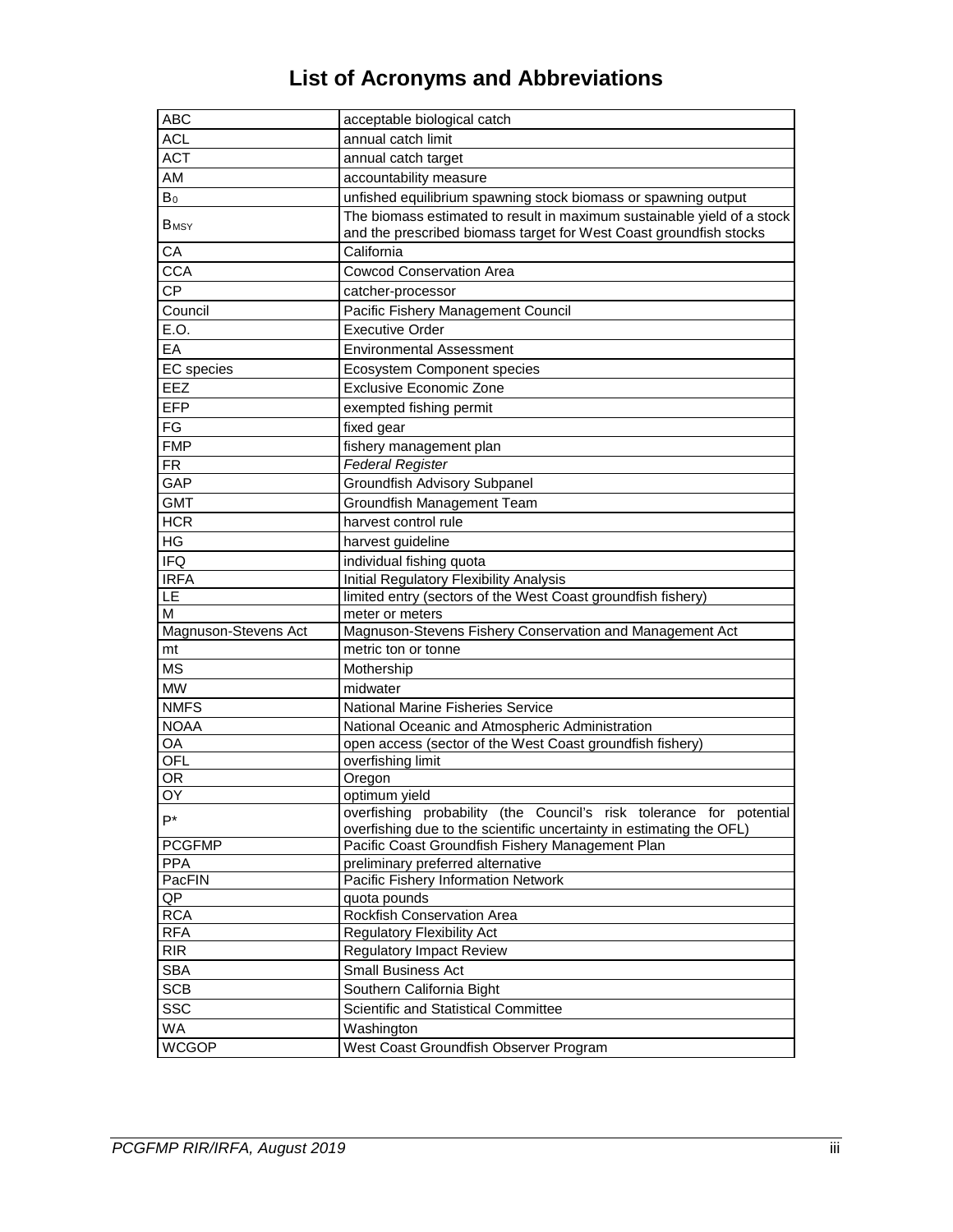# List of Acronyms and Abbreviations

| | |
|---|---|
| ABC | acceptable biological catch |
| ACL | annual catch limit |
| ACT | annual catch target |
| AM | accountability measure |
| $B_0$ | unfished equilibrium spawning stock biomass or spawning output |
| $B_{MSY}$ | The biomass estimated to result in maximum sustainable yield of a stock and the prescribed biomass target for West Coast groundfish stocks |
| CA | California |
| CCA | Cowcod Conservation Area |
| CP | catcher-processor |
| Council | Pacific Fishery Management Council |
| E.O. | Executive Order |
| EA | Environmental Assessment |
| EC species | Ecosystem Component species |
| EEZ | Exclusive Economic Zone |
| EFP | exempted fishing permit |
| FG | fixed gear |
| FMP | fishery management plan |
| FR | *Federal Register* |
| GAP | Groundfish Advisory Subpanel |
| GMT | Groundfish Management Team |
| HCR | harvest control rule |
| HG | harvest guideline |
| IFQ | individual fishing quota |
| IRFA | Initial Regulatory Flexibility Analysis |
| LE | limited entry (sectors of the West Coast groundfish fishery) |
| M | meter or meters |
| Magnuson-Stevens Act | Magnuson-Stevens Fishery Conservation and Management Act |
| mt | metric ton or tonne |
| MS | Mothership |
| MW | midwater |
| NMFS | National Marine Fisheries Service |
| NOAA | National Oceanic and Atmospheric Administration |
| OA | open access (sector of the West Coast groundfish fishery) |
| OFL | overfishing limit |
| OR | Oregon |
| OY | optimum yield |
| P* | overfishing probability (the Council's risk tolerance for potential overfishing due to the scientific uncertainty in estimating the OFL) |
| PCGFMP | Pacific Coast Groundfish Fishery Management Plan |
| PPA | preliminary preferred alternative |
| PacFIN | Pacific Fishery Information Network |
| QP | quota pounds |
| RCA | Rockfish Conservation Area |
| RFA | Regulatory Flexibility Act |
| RIR | Regulatory Impact Review |
| SBA | Small Business Act |
| SCB | Southern California Bight |
| SSC | Scientific and Statistical Committee |
| WA | Washington |
| WCGOP | West Coast Groundfish Observer Program |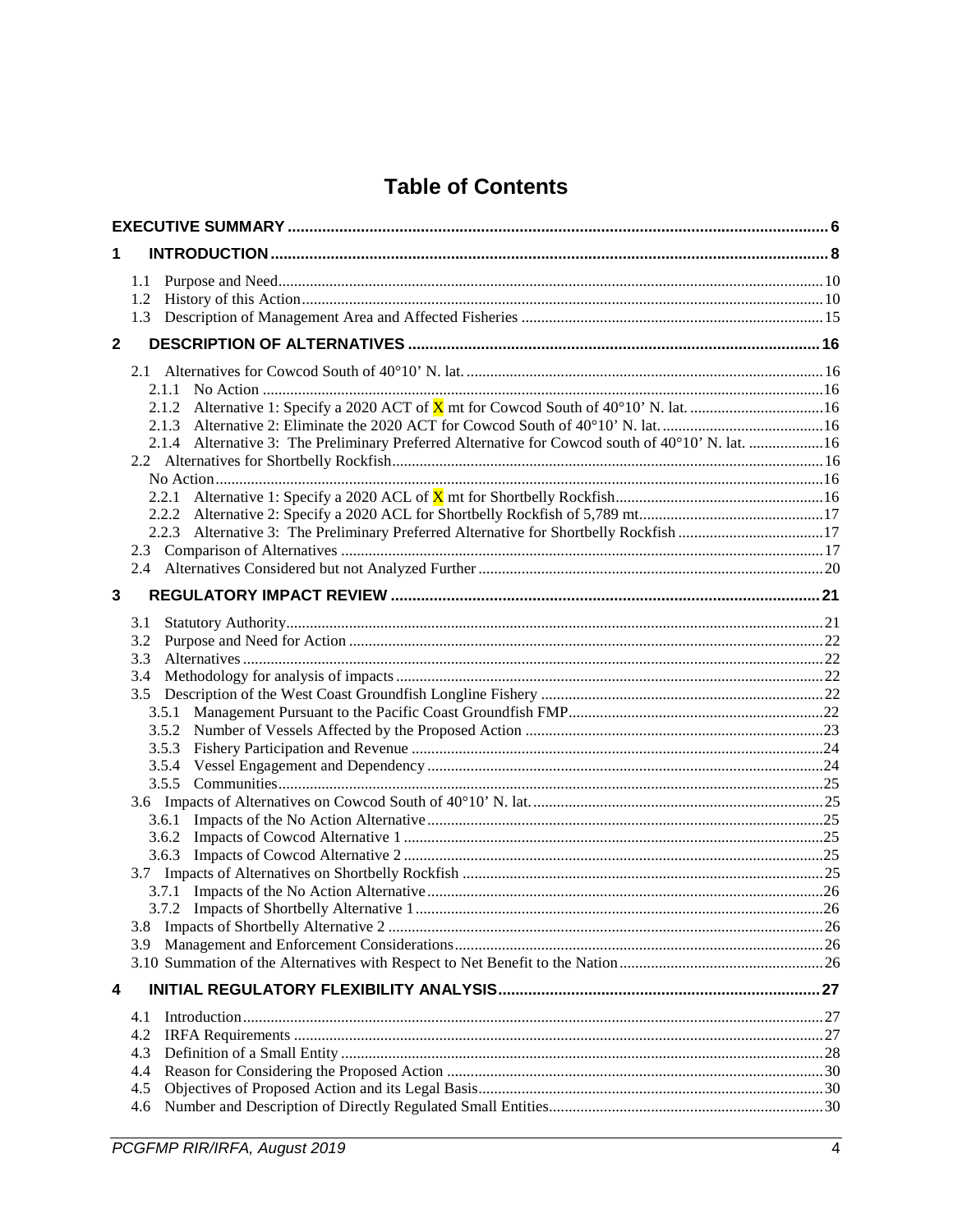# Table of Contents

EXECUTIVE SUMMARY ..... 6

**1 INTRODUCTION** ..... 8

- 1.1 Purpose and Need ..... 10
- 1.2 History of this Action ..... 10
- 1.3 Description of Management Area and Affected Fisheries ..... 15

**2 DESCRIPTION OF ALTERNATIVES** ..... 16

- 2.1 Alternatives for Cowcod South of 40°10' N. lat. ..... 16
  - 2.1.1 No Action ..... 16
  - 2.1.2 Alternative 1: Specify a 2020 ACT of X mt for Cowcod South of 40°10' N. lat. ..... 16
  - 2.1.3 Alternative 2: Eliminate the 2020 ACT for Cowcod South of 40°10' N. lat. ..... 16
  - 2.1.4 Alternative 3: The Preliminary Preferred Alternative for Cowcod south of 40°10' N. lat. ..... 16
- 2.2 Alternatives for Shortbelly Rockfish ..... 16
  - No Action ..... 16
  - 2.2.1 Alternative 1: Specify a 2020 ACL of X mt for Shortbelly Rockfish ..... 16
  - 2.2.2 Alternative 2: Specify a 2020 ACL for Shortbelly Rockfish of 5,789 mt ..... 17
  - 2.2.3 Alternative 3: The Preliminary Preferred Alternative for Shortbelly Rockfish ..... 17
- 2.3 Comparison of Alternatives ..... 17
- 2.4 Alternatives Considered but not Analyzed Further ..... 20

**3 REGULATORY IMPACT REVIEW** ..... 21

- 3.1 Statutory Authority ..... 21
- 3.2 Purpose and Need for Action ..... 22
- 3.3 Alternatives ..... 22
- 3.4 Methodology for analysis of impacts ..... 22
- 3.5 Description of the West Coast Groundfish Longline Fishery ..... 22
  - 3.5.1 Management Pursuant to the Pacific Coast Groundfish FMP ..... 22
  - 3.5.2 Number of Vessels Affected by the Proposed Action ..... 23
  - 3.5.3 Fishery Participation and Revenue ..... 24
  - 3.5.4 Vessel Engagement and Dependency ..... 24
  - 3.5.5 Communities ..... 25
- 3.6 Impacts of Alternatives on Cowcod South of 40°10' N. lat. ..... 25
  - 3.6.1 Impacts of the No Action Alternative ..... 25
  - 3.6.2 Impacts of Cowcod Alternative 1 ..... 25
  - 3.6.3 Impacts of Cowcod Alternative 2 ..... 25
- 3.7 Impacts of Alternatives on Shortbelly Rockfish ..... 25
  - 3.7.1 Impacts of the No Action Alternative ..... 26
  - 3.7.2 Impacts of Shortbelly Alternative 1 ..... 26
- 3.8 Impacts of Shortbelly Alternative 2 ..... 26
- 3.9 Management and Enforcement Considerations ..... 26
- 3.10 Summation of the Alternatives with Respect to Net Benefit to the Nation ..... 26

**4 INITIAL REGULATORY FLEXIBILITY ANALYSIS** ..... 27

- 4.1 Introduction ..... 27
- 4.2 IRFA Requirements ..... 27
- 4.3 Definition of a Small Entity ..... 28
- 4.4 Reason for Considering the Proposed Action ..... 30
- 4.5 Objectives of Proposed Action and its Legal Basis ..... 30
- 4.6 Number and Description of Directly Regulated Small Entities ..... 30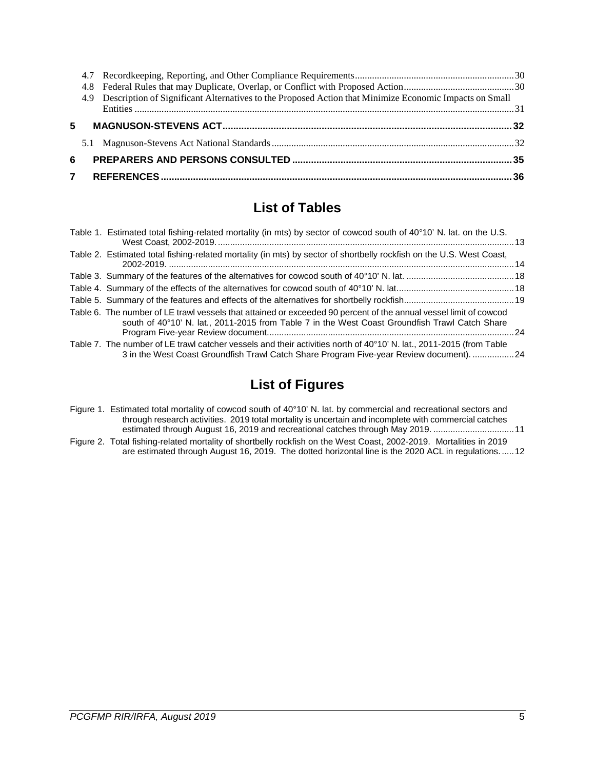4.7 Recordkeeping, Reporting, and Other Compliance Requirements ..... 30
4.8 Federal Rules that may Duplicate, Overlap, or Conflict with Proposed Action ..... 30
4.9 Description of Significant Alternatives to the Proposed Action that Minimize Economic Impacts on Small Entities ..... 31

**5 MAGNUSON-STEVENS ACT ..... 32**

5.1 Magnuson-Stevens Act National Standards ..... 32

**6 PREPARERS AND PERSONS CONSULTED ..... 35**

**7 REFERENCES ..... 36**

## List of Tables

Table 1. Estimated total fishing-related mortality (in mts) by sector of cowcod south of 40°10' N. lat. on the U.S. West Coast, 2002-2019. ..... 13

Table 2. Estimated total fishing-related mortality (in mts) by sector of shortbelly rockfish on the U.S. West Coast, 2002-2019. ..... 14

Table 3. Summary of the features of the alternatives for cowcod south of 40°10' N. lat. ..... 18

Table 4. Summary of the effects of the alternatives for cowcod south of 40°10' N. lat. ..... 18

Table 5. Summary of the features and effects of the alternatives for shortbelly rockfish ..... 19

Table 6. The number of LE trawl vessels that attained or exceeded 90 percent of the annual vessel limit of cowcod south of 40°10' N. lat., 2011-2015 from Table 7 in the West Coast Groundfish Trawl Catch Share Program Five-year Review document. ..... 24

Table 7. The number of LE trawl catcher vessels and their activities north of 40°10' N. lat., 2011-2015 (from Table 3 in the West Coast Groundfish Trawl Catch Share Program Five-year Review document). ..... 24

## List of Figures

Figure 1. Estimated total mortality of cowcod south of 40°10' N. lat. by commercial and recreational sectors and through research activities. 2019 total mortality is uncertain and incomplete with commercial catches estimated through August 16, 2019 and recreational catches through May 2019. ..... 11

Figure 2. Total fishing-related mortality of shortbelly rockfish on the West Coast, 2002-2019. Mortalities in 2019 are estimated through August 16, 2019. The dotted horizontal line is the 2020 ACL in regulations. ..... 12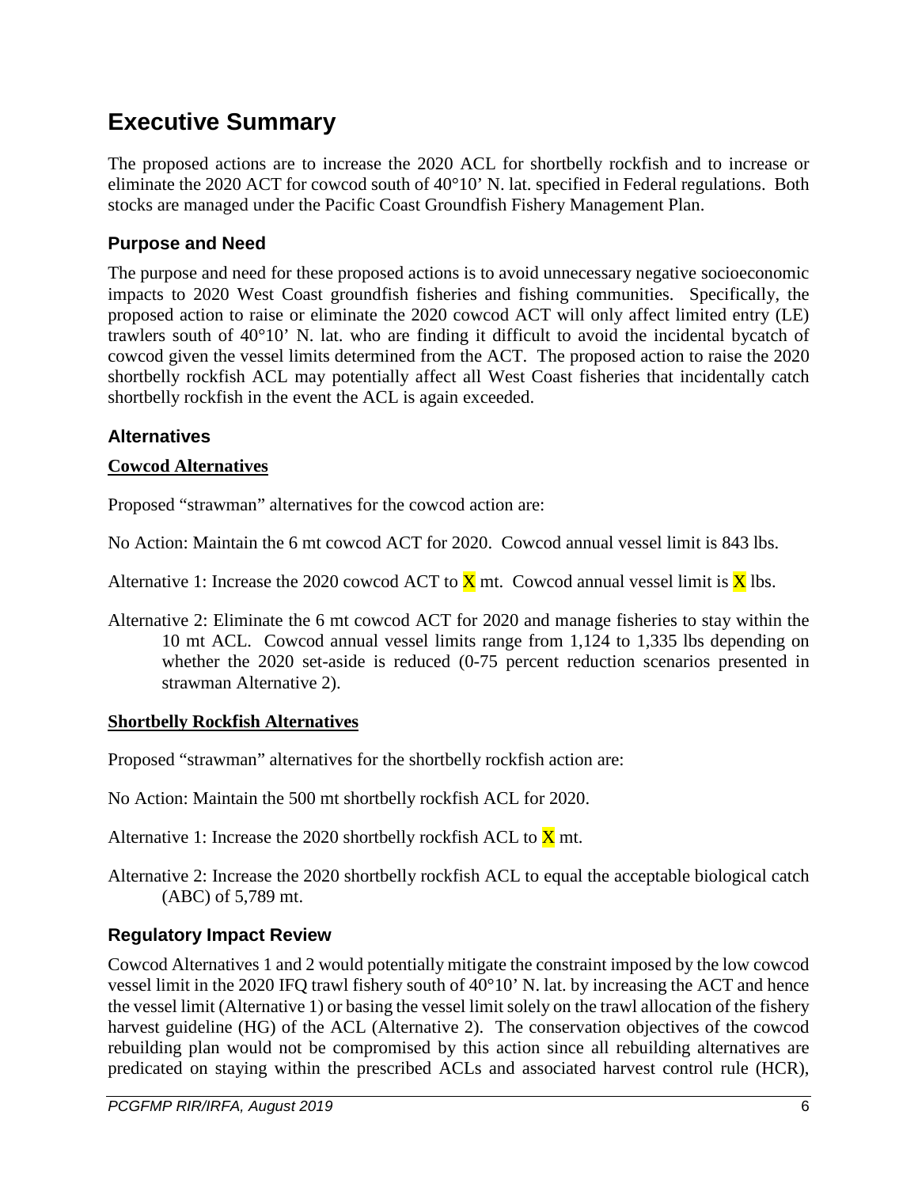# Executive Summary

The proposed actions are to increase the 2020 ACL for shortbelly rockfish and to increase or eliminate the 2020 ACT for cowcod south of 40°10' N. lat. specified in Federal regulations. Both stocks are managed under the Pacific Coast Groundfish Fishery Management Plan.

## Purpose and Need

The purpose and need for these proposed actions is to avoid unnecessary negative socioeconomic impacts to 2020 West Coast groundfish fisheries and fishing communities. Specifically, the proposed action to raise or eliminate the 2020 cowcod ACT will only affect limited entry (LE) trawlers south of 40°10' N. lat. who are finding it difficult to avoid the incidental bycatch of cowcod given the vessel limits determined from the ACT. The proposed action to raise the 2020 shortbelly rockfish ACL may potentially affect all West Coast fisheries that incidentally catch shortbelly rockfish in the event the ACL is again exceeded.

## Alternatives

### Cowcod Alternatives

Proposed "strawman" alternatives for the cowcod action are:

No Action: Maintain the 6 mt cowcod ACT for 2020. Cowcod annual vessel limit is 843 lbs.

Alternative 1: Increase the 2020 cowcod ACT to X mt. Cowcod annual vessel limit is X lbs.

Alternative 2: Eliminate the 6 mt cowcod ACT for 2020 and manage fisheries to stay within the 10 mt ACL. Cowcod annual vessel limits range from 1,124 to 1,335 lbs depending on whether the 2020 set-aside is reduced (0-75 percent reduction scenarios presented in strawman Alternative 2).

### Shortbelly Rockfish Alternatives

Proposed "strawman" alternatives for the shortbelly rockfish action are:

No Action: Maintain the 500 mt shortbelly rockfish ACL for 2020.

Alternative 1: Increase the 2020 shortbelly rockfish ACL to X mt.

Alternative 2: Increase the 2020 shortbelly rockfish ACL to equal the acceptable biological catch (ABC) of 5,789 mt.

## Regulatory Impact Review

Cowcod Alternatives 1 and 2 would potentially mitigate the constraint imposed by the low cowcod vessel limit in the 2020 IFQ trawl fishery south of 40°10' N. lat. by increasing the ACT and hence the vessel limit (Alternative 1) or basing the vessel limit solely on the trawl allocation of the fishery harvest guideline (HG) of the ACL (Alternative 2). The conservation objectives of the cowcod rebuilding plan would not be compromised by this action since all rebuilding alternatives are predicated on staying within the prescribed ACLs and associated harvest control rule (HCR),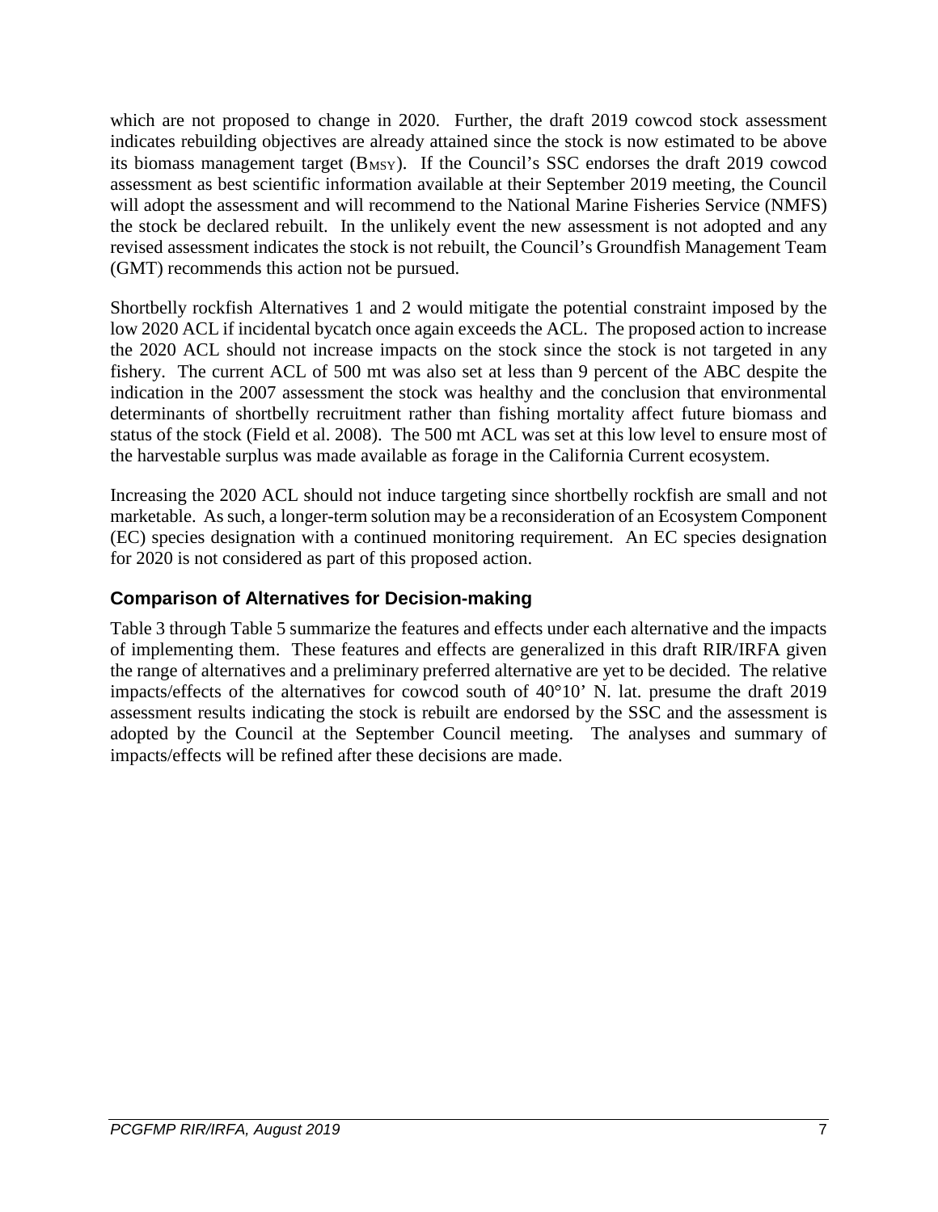which are not proposed to change in 2020. Further, the draft 2019 cowcod stock assessment indicates rebuilding objectives are already attained since the stock is now estimated to be above its biomass management target ($B_{MSY}$). If the Council's SSC endorses the draft 2019 cowcod assessment as best scientific information available at their September 2019 meeting, the Council will adopt the assessment and will recommend to the National Marine Fisheries Service (NMFS) the stock be declared rebuilt. In the unlikely event the new assessment is not adopted and any revised assessment indicates the stock is not rebuilt, the Council's Groundfish Management Team (GMT) recommends this action not be pursued.

Shortbelly rockfish Alternatives 1 and 2 would mitigate the potential constraint imposed by the low 2020 ACL if incidental bycatch once again exceeds the ACL. The proposed action to increase the 2020 ACL should not increase impacts on the stock since the stock is not targeted in any fishery. The current ACL of 500 mt was also set at less than 9 percent of the ABC despite the indication in the 2007 assessment the stock was healthy and the conclusion that environmental determinants of shortbelly recruitment rather than fishing mortality affect future biomass and status of the stock (Field et al. 2008). The 500 mt ACL was set at this low level to ensure most of the harvestable surplus was made available as forage in the California Current ecosystem.

Increasing the 2020 ACL should not induce targeting since shortbelly rockfish are small and not marketable. As such, a longer-term solution may be a reconsideration of an Ecosystem Component (EC) species designation with a continued monitoring requirement. An EC species designation for 2020 is not considered as part of this proposed action.

## Comparison of Alternatives for Decision-making

Table 3 through Table 5 summarize the features and effects under each alternative and the impacts of implementing them. These features and effects are generalized in this draft RIR/IRFA given the range of alternatives and a preliminary preferred alternative are yet to be decided. The relative impacts/effects of the alternatives for cowcod south of 40°10' N. lat. presume the draft 2019 assessment results indicating the stock is rebuilt are endorsed by the SSC and the assessment is adopted by the Council at the September Council meeting. The analyses and summary of impacts/effects will be refined after these decisions are made.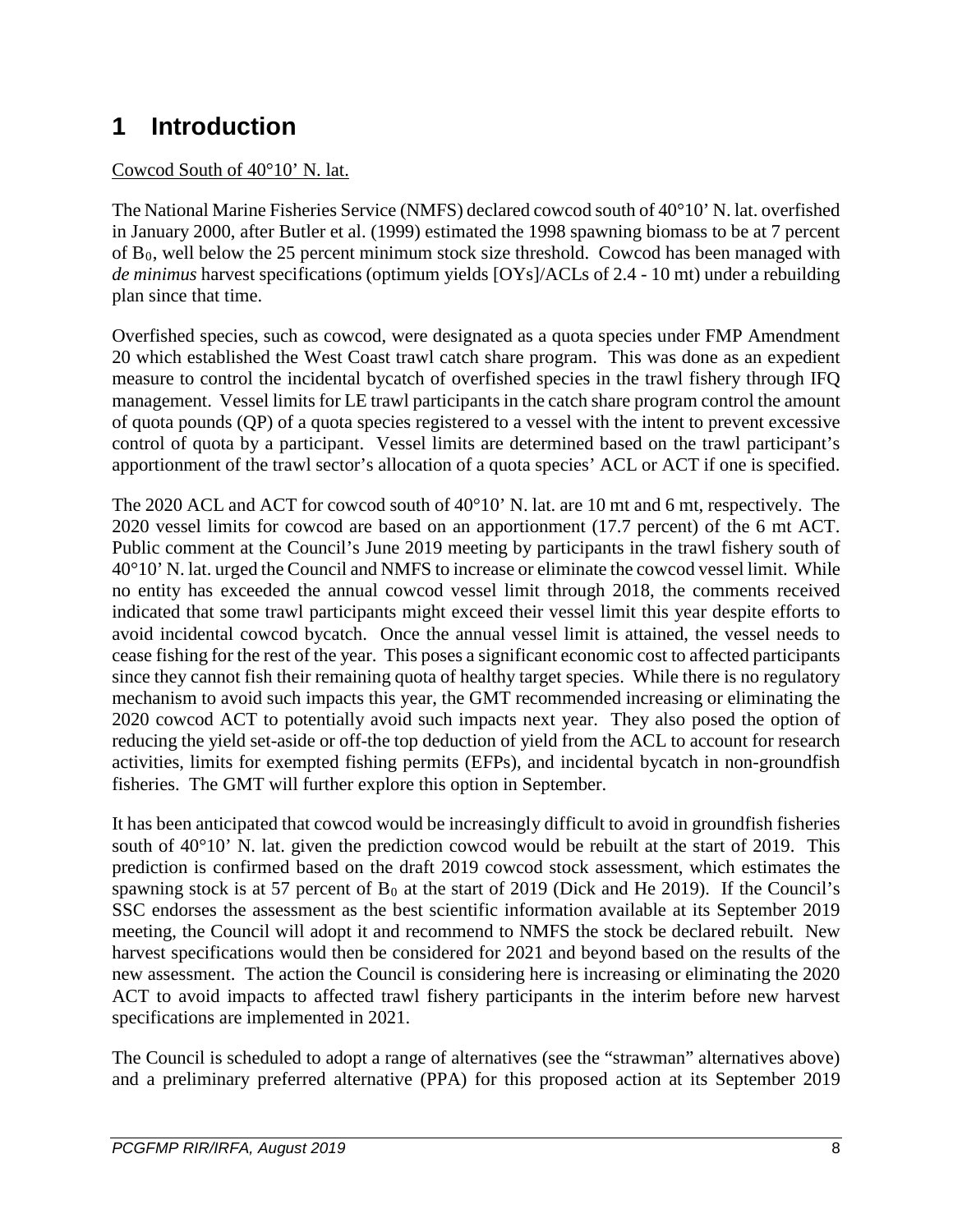# 1 Introduction

Cowcod South of 40°10' N. lat.

The National Marine Fisheries Service (NMFS) declared cowcod south of 40°10' N. lat. overfished in January 2000, after Butler et al. (1999) estimated the 1998 spawning biomass to be at 7 percent of $B_0$, well below the 25 percent minimum stock size threshold. Cowcod has been managed with *de minimus* harvest specifications (optimum yields [OYs]/ACLs of 2.4 - 10 mt) under a rebuilding plan since that time.

Overfished species, such as cowcod, were designated as a quota species under FMP Amendment 20 which established the West Coast trawl catch share program. This was done as an expedient measure to control the incidental bycatch of overfished species in the trawl fishery through IFQ management. Vessel limits for LE trawl participants in the catch share program control the amount of quota pounds (QP) of a quota species registered to a vessel with the intent to prevent excessive control of quota by a participant. Vessel limits are determined based on the trawl participant's apportionment of the trawl sector's allocation of a quota species' ACL or ACT if one is specified.

The 2020 ACL and ACT for cowcod south of 40°10' N. lat. are 10 mt and 6 mt, respectively. The 2020 vessel limits for cowcod are based on an apportionment (17.7 percent) of the 6 mt ACT. Public comment at the Council's June 2019 meeting by participants in the trawl fishery south of 40°10' N. lat. urged the Council and NMFS to increase or eliminate the cowcod vessel limit. While no entity has exceeded the annual cowcod vessel limit through 2018, the comments received indicated that some trawl participants might exceed their vessel limit this year despite efforts to avoid incidental cowcod bycatch. Once the annual vessel limit is attained, the vessel needs to cease fishing for the rest of the year. This poses a significant economic cost to affected participants since they cannot fish their remaining quota of healthy target species. While there is no regulatory mechanism to avoid such impacts this year, the GMT recommended increasing or eliminating the 2020 cowcod ACT to potentially avoid such impacts next year. They also posed the option of reducing the yield set-aside or off-the top deduction of yield from the ACL to account for research activities, limits for exempted fishing permits (EFPs), and incidental bycatch in non-groundfish fisheries. The GMT will further explore this option in September.

It has been anticipated that cowcod would be increasingly difficult to avoid in groundfish fisheries south of 40°10' N. lat. given the prediction cowcod would be rebuilt at the start of 2019. This prediction is confirmed based on the draft 2019 cowcod stock assessment, which estimates the spawning stock is at 57 percent of $B_0$ at the start of 2019 (Dick and He 2019). If the Council's SSC endorses the assessment as the best scientific information available at its September 2019 meeting, the Council will adopt it and recommend to NMFS the stock be declared rebuilt. New harvest specifications would then be considered for 2021 and beyond based on the results of the new assessment. The action the Council is considering here is increasing or eliminating the 2020 ACT to avoid impacts to affected trawl fishery participants in the interim before new harvest specifications are implemented in 2021.

The Council is scheduled to adopt a range of alternatives (see the "strawman" alternatives above) and a preliminary preferred alternative (PPA) for this proposed action at its September 2019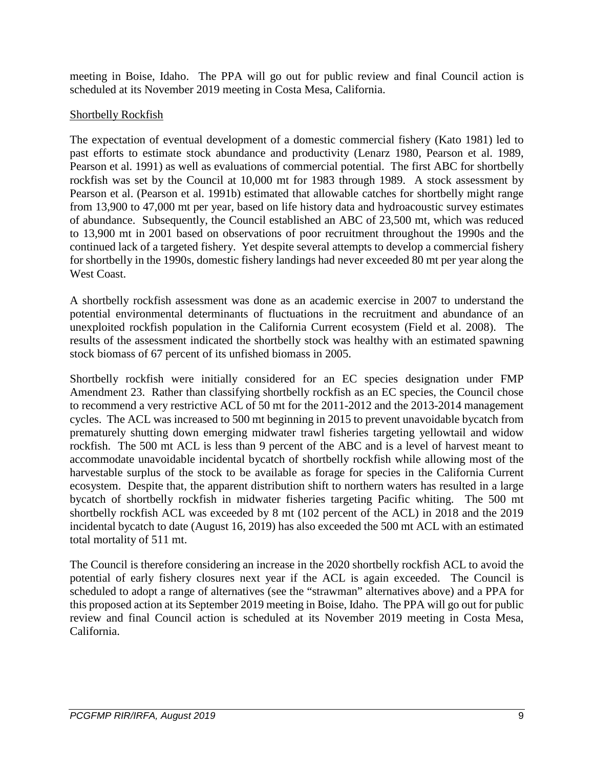meeting in Boise, Idaho. The PPA will go out for public review and final Council action is scheduled at its November 2019 meeting in Costa Mesa, California.

### Shortbelly Rockfish

The expectation of eventual development of a domestic commercial fishery (Kato 1981) led to past efforts to estimate stock abundance and productivity (Lenarz 1980, Pearson et al. 1989, Pearson et al. 1991) as well as evaluations of commercial potential. The first ABC for shortbelly rockfish was set by the Council at 10,000 mt for 1983 through 1989. A stock assessment by Pearson et al. (Pearson et al. 1991b) estimated that allowable catches for shortbelly might range from 13,900 to 47,000 mt per year, based on life history data and hydroacoustic survey estimates of abundance. Subsequently, the Council established an ABC of 23,500 mt, which was reduced to 13,900 mt in 2001 based on observations of poor recruitment throughout the 1990s and the continued lack of a targeted fishery. Yet despite several attempts to develop a commercial fishery for shortbelly in the 1990s, domestic fishery landings had never exceeded 80 mt per year along the West Coast.

A shortbelly rockfish assessment was done as an academic exercise in 2007 to understand the potential environmental determinants of fluctuations in the recruitment and abundance of an unexploited rockfish population in the California Current ecosystem (Field et al. 2008). The results of the assessment indicated the shortbelly stock was healthy with an estimated spawning stock biomass of 67 percent of its unfished biomass in 2005.

Shortbelly rockfish were initially considered for an EC species designation under FMP Amendment 23. Rather than classifying shortbelly rockfish as an EC species, the Council chose to recommend a very restrictive ACL of 50 mt for the 2011-2012 and the 2013-2014 management cycles. The ACL was increased to 500 mt beginning in 2015 to prevent unavoidable bycatch from prematurely shutting down emerging midwater trawl fisheries targeting yellowtail and widow rockfish. The 500 mt ACL is less than 9 percent of the ABC and is a level of harvest meant to accommodate unavoidable incidental bycatch of shortbelly rockfish while allowing most of the harvestable surplus of the stock to be available as forage for species in the California Current ecosystem. Despite that, the apparent distribution shift to northern waters has resulted in a large bycatch of shortbelly rockfish in midwater fisheries targeting Pacific whiting. The 500 mt shortbelly rockfish ACL was exceeded by 8 mt (102 percent of the ACL) in 2018 and the 2019 incidental bycatch to date (August 16, 2019) has also exceeded the 500 mt ACL with an estimated total mortality of 511 mt.

The Council is therefore considering an increase in the 2020 shortbelly rockfish ACL to avoid the potential of early fishery closures next year if the ACL is again exceeded. The Council is scheduled to adopt a range of alternatives (see the "strawman" alternatives above) and a PPA for this proposed action at its September 2019 meeting in Boise, Idaho. The PPA will go out for public review and final Council action is scheduled at its November 2019 meeting in Costa Mesa, California.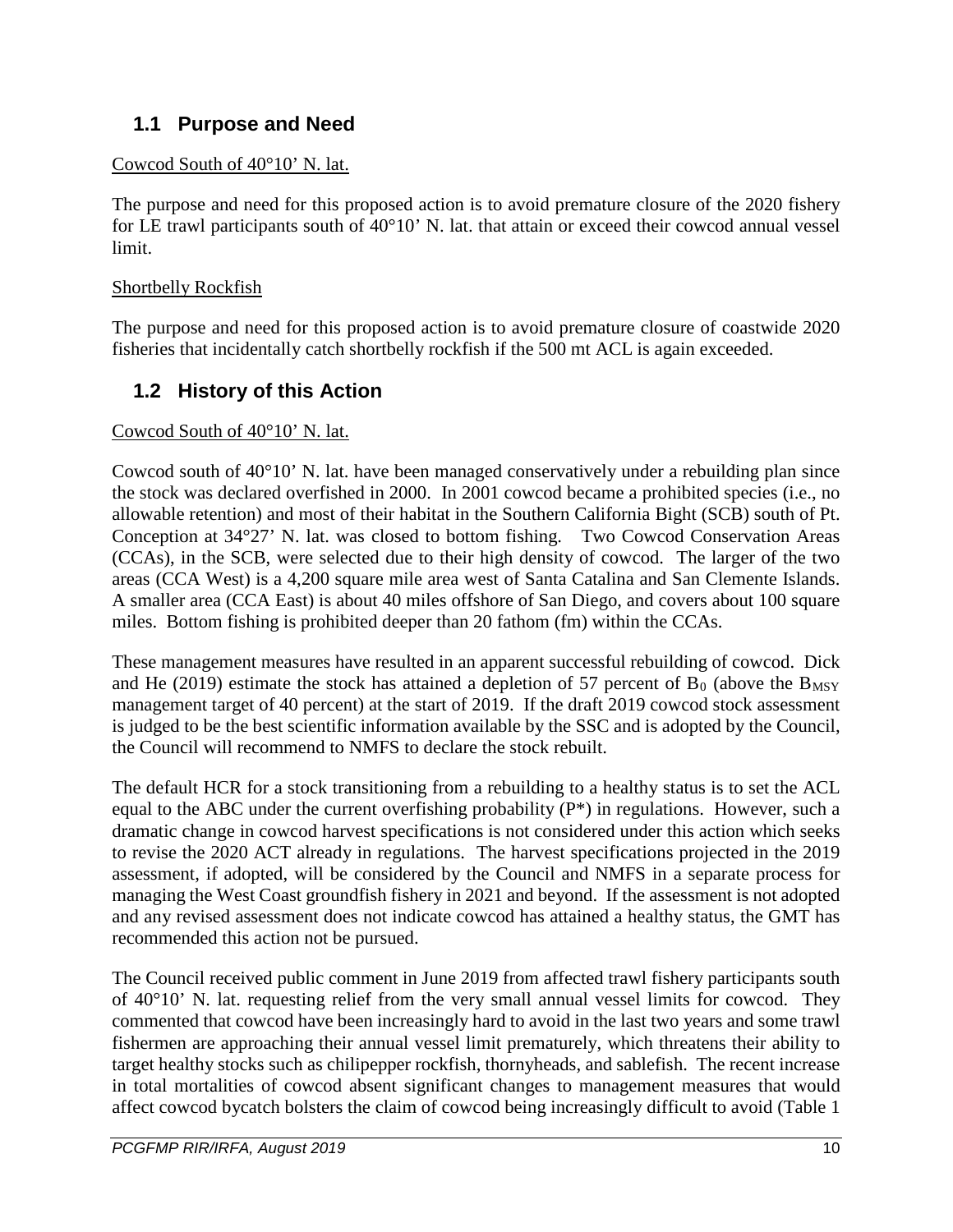## 1.1 Purpose and Need

Cowcod South of 40°10’ N. lat.

The purpose and need for this proposed action is to avoid premature closure of the 2020 fishery for LE trawl participants south of 40°10’ N. lat. that attain or exceed their cowcod annual vessel limit.

Shortbelly Rockfish

The purpose and need for this proposed action is to avoid premature closure of coastwide 2020 fisheries that incidentally catch shortbelly rockfish if the 500 mt ACL is again exceeded.

## 1.2 History of this Action

Cowcod South of 40°10’ N. lat.

Cowcod south of 40°10’ N. lat. have been managed conservatively under a rebuilding plan since the stock was declared overfished in 2000. In 2001 cowcod became a prohibited species (i.e., no allowable retention) and most of their habitat in the Southern California Bight (SCB) south of Pt. Conception at 34°27’ N. lat. was closed to bottom fishing. Two Cowcod Conservation Areas (CCAs), in the SCB, were selected due to their high density of cowcod. The larger of the two areas (CCA West) is a 4,200 square mile area west of Santa Catalina and San Clemente Islands. A smaller area (CCA East) is about 40 miles offshore of San Diego, and covers about 100 square miles. Bottom fishing is prohibited deeper than 20 fathom (fm) within the CCAs.

These management measures have resulted in an apparent successful rebuilding of cowcod. Dick and He (2019) estimate the stock has attained a depletion of 57 percent of $B_0$ (above the $B_{MSY}$ management target of 40 percent) at the start of 2019. If the draft 2019 cowcod stock assessment is judged to be the best scientific information available by the SSC and is adopted by the Council, the Council will recommend to NMFS to declare the stock rebuilt.

The default HCR for a stock transitioning from a rebuilding to a healthy status is to set the ACL equal to the ABC under the current overfishing probability (P*) in regulations. However, such a dramatic change in cowcod harvest specifications is not considered under this action which seeks to revise the 2020 ACT already in regulations. The harvest specifications projected in the 2019 assessment, if adopted, will be considered by the Council and NMFS in a separate process for managing the West Coast groundfish fishery in 2021 and beyond. If the assessment is not adopted and any revised assessment does not indicate cowcod has attained a healthy status, the GMT has recommended this action not be pursued.

The Council received public comment in June 2019 from affected trawl fishery participants south of 40°10’ N. lat. requesting relief from the very small annual vessel limits for cowcod. They commented that cowcod have been increasingly hard to avoid in the last two years and some trawl fishermen are approaching their annual vessel limit prematurely, which threatens their ability to target healthy stocks such as chilipepper rockfish, thornyheads, and sablefish. The recent increase in total mortalities of cowcod absent significant changes to management measures that would affect cowcod bycatch bolsters the claim of cowcod being increasingly difficult to avoid (Table 1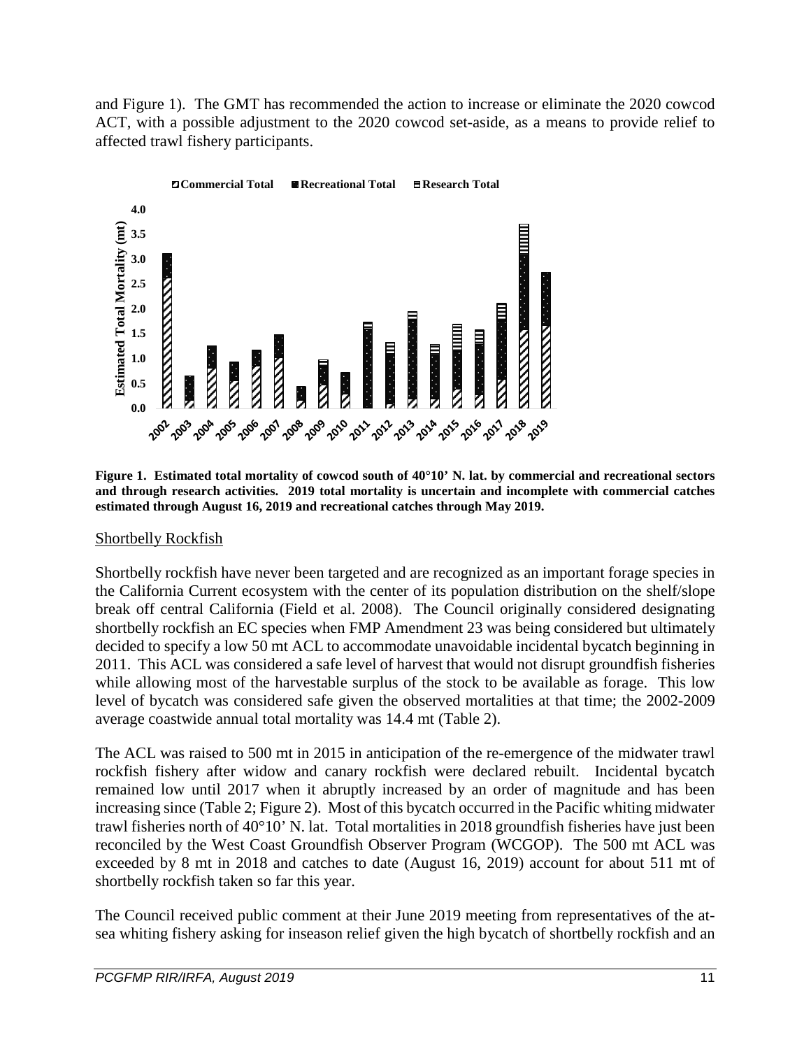and Figure 1). The GMT has recommended the action to increase or eliminate the 2020 cowcod ACT, with a possible adjustment to the 2020 cowcod set-aside, as a means to provide relief to affected trawl fishery participants.

**Figure 1. Estimated total mortality of cowcod south of 40°10' N. lat. by commercial and recreational sectors and through research activities. 2019 total mortality is uncertain and incomplete with commercial catches estimated through August 16, 2019 and recreational catches through May 2019.**

## Shortbelly Rockfish

Shortbelly rockfish have never been targeted and are recognized as an important forage species in the California Current ecosystem with the center of its population distribution on the shelf/slope break off central California (Field et al. 2008). The Council originally considered designating shortbelly rockfish an EC species when FMP Amendment 23 was being considered but ultimately decided to specify a low 50 mt ACL to accommodate unavoidable incidental bycatch beginning in 2011. This ACL was considered a safe level of harvest that would not disrupt groundfish fisheries while allowing most of the harvestable surplus of the stock to be available as forage. This low level of bycatch was considered safe given the observed mortalities at that time; the 2002-2009 average coastwide annual total mortality was 14.4 mt (Table 2).

The ACL was raised to 500 mt in 2015 in anticipation of the re-emergence of the midwater trawl rockfish fishery after widow and canary rockfish were declared rebuilt. Incidental bycatch remained low until 2017 when it abruptly increased by an order of magnitude and has been increasing since (Table 2; Figure 2). Most of this bycatch occurred in the Pacific whiting midwater trawl fisheries north of 40°10' N. lat. Total mortalities in 2018 groundfish fisheries have just been reconciled by the West Coast Groundfish Observer Program (WCGOP). The 500 mt ACL was exceeded by 8 mt in 2018 and catches to date (August 16, 2019) account for about 511 mt of shortbelly rockfish taken so far this year.

The Council received public comment at their June 2019 meeting from representatives of the at-sea whiting fishery asking for inseason relief given the high bycatch of shortbelly rockfish and an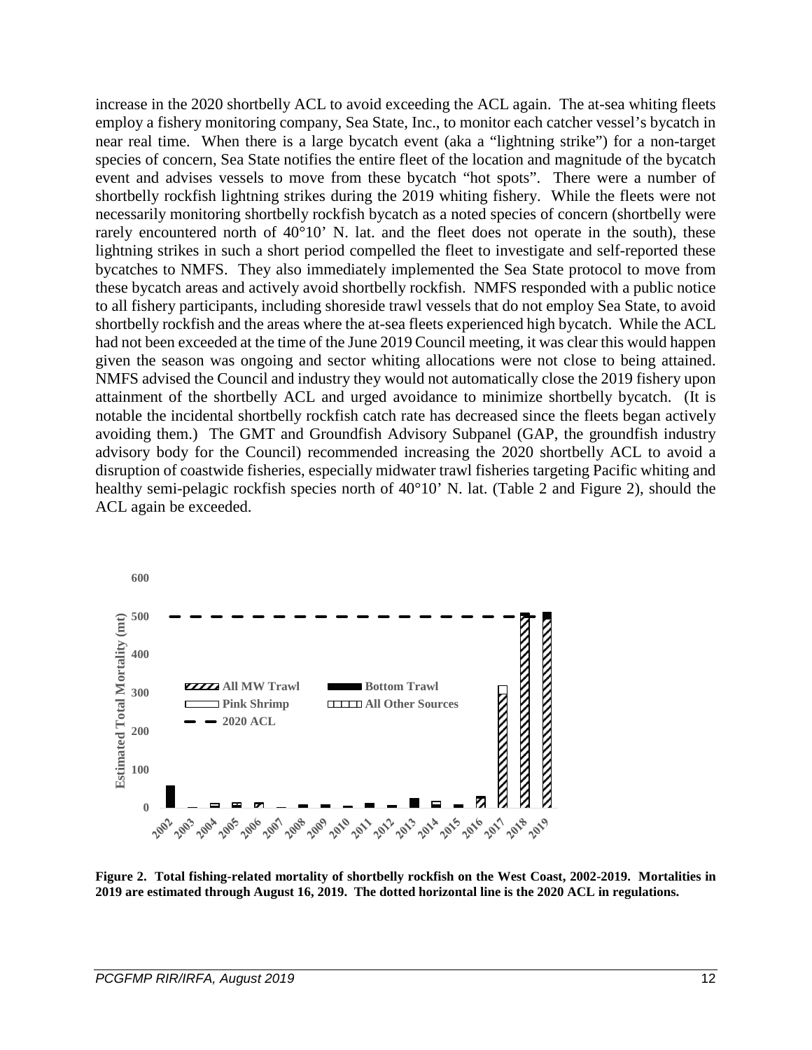increase in the 2020 shortbelly ACL to avoid exceeding the ACL again. The at-sea whiting fleets employ a fishery monitoring company, Sea State, Inc., to monitor each catcher vessel's bycatch in near real time. When there is a large bycatch event (aka a "lightning strike") for a non-target species of concern, Sea State notifies the entire fleet of the location and magnitude of the bycatch event and advises vessels to move from these bycatch "hot spots". There were a number of shortbelly rockfish lightning strikes during the 2019 whiting fishery. While the fleets were not necessarily monitoring shortbelly rockfish bycatch as a noted species of concern (shortbelly were rarely encountered north of 40°10' N. lat. and the fleet does not operate in the south), these lightning strikes in such a short period compelled the fleet to investigate and self-reported these bycatches to NMFS. They also immediately implemented the Sea State protocol to move from these bycatch areas and actively avoid shortbelly rockfish. NMFS responded with a public notice to all fishery participants, including shoreside trawl vessels that do not employ Sea State, to avoid shortbelly rockfish and the areas where the at-sea fleets experienced high bycatch. While the ACL had not been exceeded at the time of the June 2019 Council meeting, it was clear this would happen given the season was ongoing and sector whiting allocations were not close to being attained. NMFS advised the Council and industry they would not automatically close the 2019 fishery upon attainment of the shortbelly ACL and urged avoidance to minimize shortbelly bycatch. (It is notable the incidental shortbelly rockfish catch rate has decreased since the fleets began actively avoiding them.) The GMT and Groundfish Advisory Subpanel (GAP, the groundfish industry advisory body for the Council) recommended increasing the 2020 shortbelly ACL to avoid a disruption of coastwide fisheries, especially midwater trawl fisheries targeting Pacific whiting and healthy semi-pelagic rockfish species north of 40°10' N. lat. (Table 2 and Figure 2), should the ACL again be exceeded.

**Figure 2. Total fishing-related mortality of shortbelly rockfish on the West Coast, 2002-2019. Mortalities in 2019 are estimated through August 16, 2019. The dotted horizontal line is the 2020 ACL in regulations.**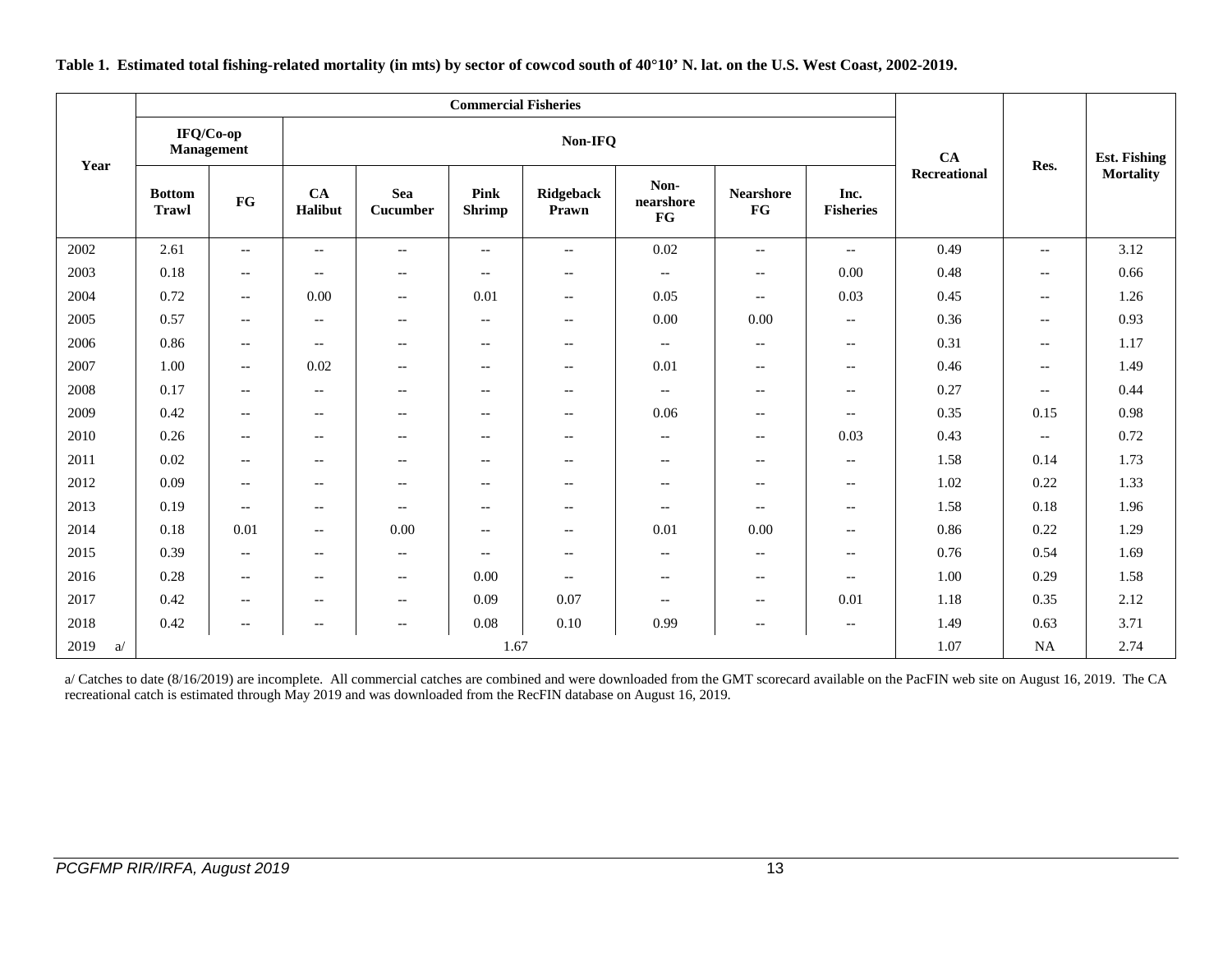**Table 1. Estimated total fishing-related mortality (in mts) by sector of cowcod south of 40°10' N. lat. on the U.S. West Coast, 2002-2019.**

| Year | Commercial Fisheries | | | | | | | | | CA Recreational | Res. | Est. Fishing Mortality |
|---|---|---|---|---|---|---|---|---|---|---|---|---|
| | IFQ/Co-op Management | | Non-IFQ | | | | | | | | | |
| | Bottom Trawl | FG | CA Halibut | Sea Cucumber | Pink Shrimp | Ridgeback Prawn | Non-nearshore FG | Nearshore FG | Inc. Fisheries | | | |
| 2002 | 2.61 | -- | -- | -- | -- | -- | 0.02 | -- | -- | 0.49 | -- | 3.12 |
| 2003 | 0.18 | -- | -- | -- | -- | -- | -- | -- | 0.00 | 0.48 | -- | 0.66 |
| 2004 | 0.72 | -- | 0.00 | -- | 0.01 | -- | 0.05 | -- | 0.03 | 0.45 | -- | 1.26 |
| 2005 | 0.57 | -- | -- | -- | -- | -- | 0.00 | 0.00 | -- | 0.36 | -- | 0.93 |
| 2006 | 0.86 | -- | -- | -- | -- | -- | -- | -- | -- | 0.31 | -- | 1.17 |
| 2007 | 1.00 | -- | 0.02 | -- | -- | -- | 0.01 | -- | -- | 0.46 | -- | 1.49 |
| 2008 | 0.17 | -- | -- | -- | -- | -- | -- | -- | -- | 0.27 | -- | 0.44 |
| 2009 | 0.42 | -- | -- | -- | -- | -- | 0.06 | -- | -- | 0.35 | 0.15 | 0.98 |
| 2010 | 0.26 | -- | -- | -- | -- | -- | -- | -- | 0.03 | 0.43 | -- | 0.72 |
| 2011 | 0.02 | -- | -- | -- | -- | -- | -- | -- | -- | 1.58 | 0.14 | 1.73 |
| 2012 | 0.09 | -- | -- | -- | -- | -- | -- | -- | -- | 1.02 | 0.22 | 1.33 |
| 2013 | 0.19 | -- | -- | -- | -- | -- | -- | -- | -- | 1.58 | 0.18 | 1.96 |
| 2014 | 0.18 | 0.01 | -- | 0.00 | -- | -- | 0.01 | 0.00 | -- | 0.86 | 0.22 | 1.29 |
| 2015 | 0.39 | -- | -- | -- | -- | -- | -- | -- | -- | 0.76 | 0.54 | 1.69 |
| 2016 | 0.28 | -- | -- | -- | 0.00 | -- | -- | -- | -- | 1.00 | 0.29 | 1.58 |
| 2017 | 0.42 | -- | -- | -- | 0.09 | 0.07 | -- | -- | 0.01 | 1.18 | 0.35 | 2.12 |
| 2018 | 0.42 | -- | -- | -- | 0.08 | 0.10 | 0.99 | -- | -- | 1.49 | 0.63 | 3.71 |
| 2019 a/ | 1.67 | | | | | | | | | 1.07 | NA | 2.74 |

a/ Catches to date (8/16/2019) are incomplete. All commercial catches are combined and were downloaded from the GMT scorecard available on the PacFIN web site on August 16, 2019. The CA recreational catch is estimated through May 2019 and was downloaded from the RecFIN database on August 16, 2019.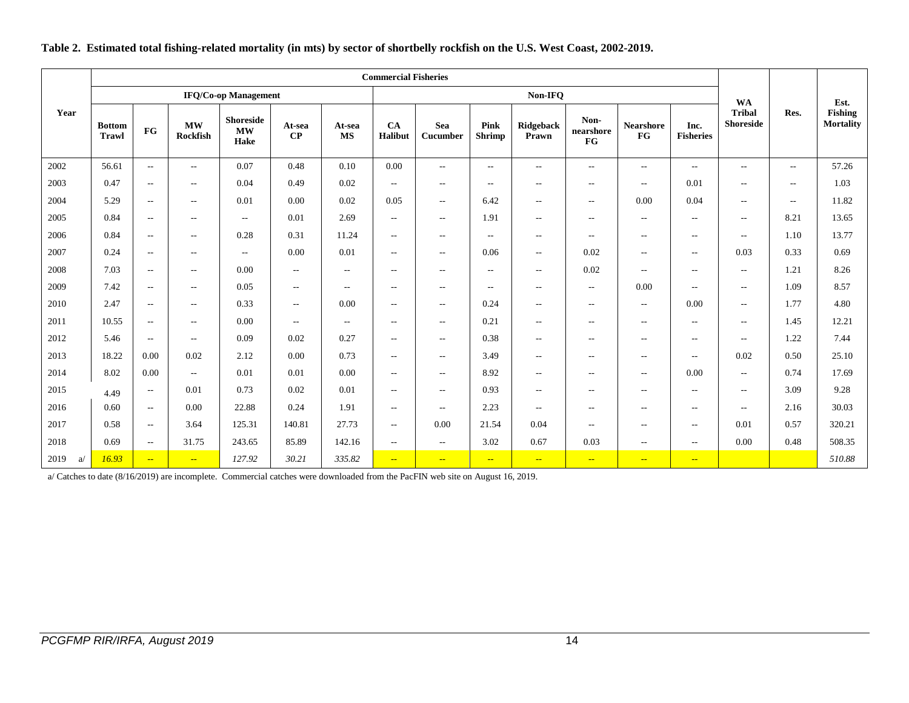**Table 2. Estimated total fishing-related mortality (in mts) by sector of shortbelly rockfish on the U.S. West Coast, 2002-2019.**

| Year | Commercial Fisheries | | | | | | | | | | | | | WA Tribal Shoreside | Res. | Est. Fishing Mortality |
|---|---|---|---|---|---|---|---|---|---|---|---|---|---|---|---|---|
| | IFQ/Co-op Management | | | | | | Non-IFQ | | | | | | | | | |
| | Bottom Trawl | FG | MW Rockfish | Shoreside MW Hake | At-sea CP | At-sea MS | CA Halibut | Sea Cucumber | Pink Shrimp | Ridgeback Prawn | Non-nearshore FG | Nearshore FG | Inc. Fisheries | | | |
| 2002 | 56.61 | -- | -- | 0.07 | 0.48 | 0.10 | 0.00 | -- | -- | -- | -- | -- | -- | -- | -- | 57.26 |
| 2003 | 0.47 | -- | -- | 0.04 | 0.49 | 0.02 | -- | -- | -- | -- | -- | -- | 0.01 | -- | -- | 1.03 |
| 2004 | 5.29 | -- | -- | 0.01 | 0.00 | 0.02 | 0.05 | -- | 6.42 | -- | -- | 0.00 | 0.04 | -- | -- | 11.82 |
| 2005 | 0.84 | -- | -- | -- | 0.01 | 2.69 | -- | -- | 1.91 | -- | -- | -- | -- | -- | 8.21 | 13.65 |
| 2006 | 0.84 | -- | -- | 0.28 | 0.31 | 11.24 | -- | -- | -- | -- | -- | -- | -- | -- | 1.10 | 13.77 |
| 2007 | 0.24 | -- | -- | -- | 0.00 | 0.01 | -- | -- | 0.06 | -- | 0.02 | -- | -- | 0.03 | 0.33 | 0.69 |
| 2008 | 7.03 | -- | -- | 0.00 | -- | -- | -- | -- | -- | -- | 0.02 | -- | -- | -- | 1.21 | 8.26 |
| 2009 | 7.42 | -- | -- | 0.05 | -- | -- | -- | -- | -- | -- | -- | 0.00 | -- | -- | 1.09 | 8.57 |
| 2010 | 2.47 | -- | -- | 0.33 | -- | 0.00 | -- | -- | 0.24 | -- | -- | -- | 0.00 | -- | 1.77 | 4.80 |
| 2011 | 10.55 | -- | -- | 0.00 | -- | -- | -- | -- | 0.21 | -- | -- | -- | -- | -- | 1.45 | 12.21 |
| 2012 | 5.46 | -- | -- | 0.09 | 0.02 | 0.27 | -- | -- | 0.38 | -- | -- | -- | -- | -- | 1.22 | 7.44 |
| 2013 | 18.22 | 0.00 | 0.02 | 2.12 | 0.00 | 0.73 | -- | -- | 3.49 | -- | -- | -- | -- | 0.02 | 0.50 | 25.10 |
| 2014 | 8.02 | 0.00 | -- | 0.01 | 0.01 | 0.00 | -- | -- | 8.92 | -- | -- | -- | 0.00 | -- | 0.74 | 17.69 |
| 2015 | 4.49 | -- | 0.01 | 0.73 | 0.02 | 0.01 | -- | -- | 0.93 | -- | -- | -- | -- | -- | 3.09 | 9.28 |
| 2016 | 0.60 | -- | 0.00 | 22.88 | 0.24 | 1.91 | -- | -- | 2.23 | -- | -- | -- | -- | -- | 2.16 | 30.03 |
| 2017 | 0.58 | -- | 3.64 | 125.31 | 140.81 | 27.73 | -- | 0.00 | 21.54 | 0.04 | -- | -- | -- | 0.01 | 0.57 | 320.21 |
| 2018 | 0.69 | -- | 31.75 | 243.65 | 85.89 | 142.16 | -- | -- | 3.02 | 0.67 | 0.03 | -- | -- | 0.00 | 0.48 | 508.35 |
| 2019 a/ | *16.93* | -- | -- | *127.92* | *30.21* | *335.82* | -- | -- | -- | -- | -- | -- | -- | | | *510.88* |

a/ Catches to date (8/16/2019) are incomplete. Commercial catches were downloaded from the PacFIN web site on August 16, 2019.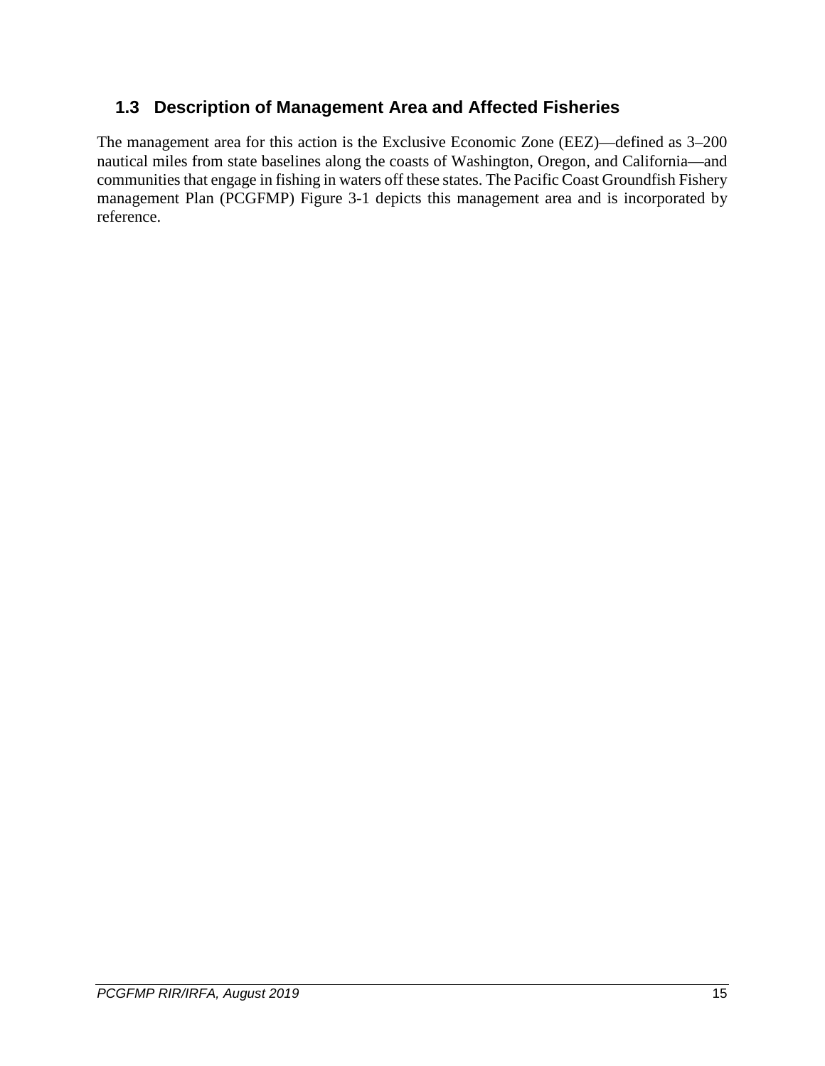## 1.3 Description of Management Area and Affected Fisheries

The management area for this action is the Exclusive Economic Zone (EEZ)—defined as 3–200 nautical miles from state baselines along the coasts of Washington, Oregon, and California—and communities that engage in fishing in waters off these states. The Pacific Coast Groundfish Fishery management Plan (PCGFMP) Figure 3-1 depicts this management area and is incorporated by reference.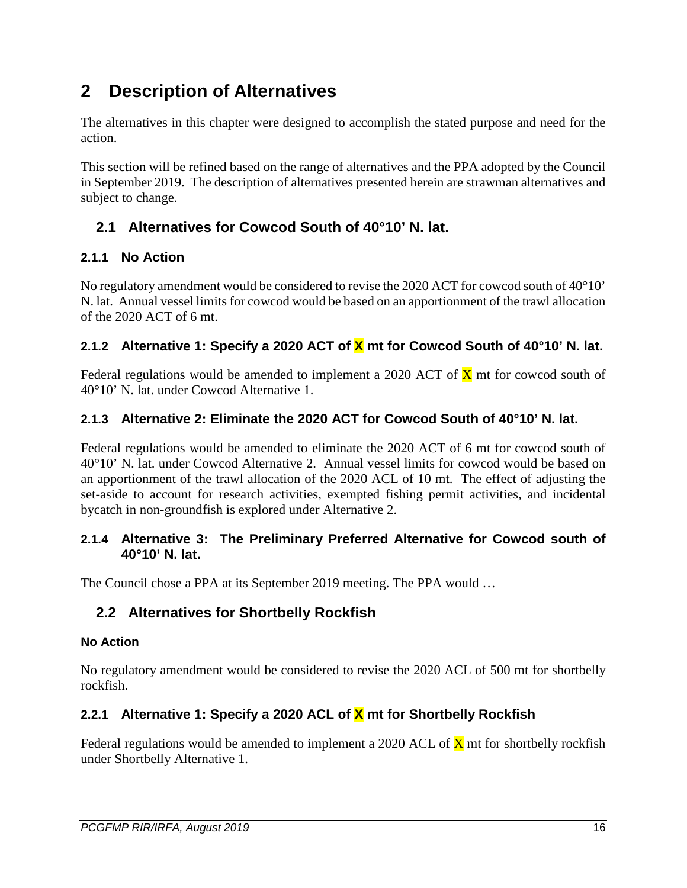# 2 Description of Alternatives

The alternatives in this chapter were designed to accomplish the stated purpose and need for the action.

This section will be refined based on the range of alternatives and the PPA adopted by the Council in September 2019. The description of alternatives presented herein are strawman alternatives and subject to change.

## 2.1 Alternatives for Cowcod South of 40°10' N. lat.

### 2.1.1 No Action

No regulatory amendment would be considered to revise the 2020 ACT for cowcod south of 40°10' N. lat. Annual vessel limits for cowcod would be based on an apportionment of the trawl allocation of the 2020 ACT of 6 mt.

### 2.1.2 Alternative 1: Specify a 2020 ACT of X mt for Cowcod South of 40°10' N. lat.

Federal regulations would be amended to implement a 2020 ACT of X mt for cowcod south of 40°10' N. lat. under Cowcod Alternative 1.

### 2.1.3 Alternative 2: Eliminate the 2020 ACT for Cowcod South of 40°10' N. lat.

Federal regulations would be amended to eliminate the 2020 ACT of 6 mt for cowcod south of 40°10' N. lat. under Cowcod Alternative 2. Annual vessel limits for cowcod would be based on an apportionment of the trawl allocation of the 2020 ACL of 10 mt. The effect of adjusting the set-aside to account for research activities, exempted fishing permit activities, and incidental bycatch in non-groundfish is explored under Alternative 2.

### 2.1.4 Alternative 3: The Preliminary Preferred Alternative for Cowcod south of 40°10' N. lat.

The Council chose a PPA at its September 2019 meeting. The PPA would …

## 2.2 Alternatives for Shortbelly Rockfish

**No Action**

No regulatory amendment would be considered to revise the 2020 ACL of 500 mt for shortbelly rockfish.

### 2.2.1 Alternative 1: Specify a 2020 ACL of X mt for Shortbelly Rockfish

Federal regulations would be amended to implement a 2020 ACL of X mt for shortbelly rockfish under Shortbelly Alternative 1.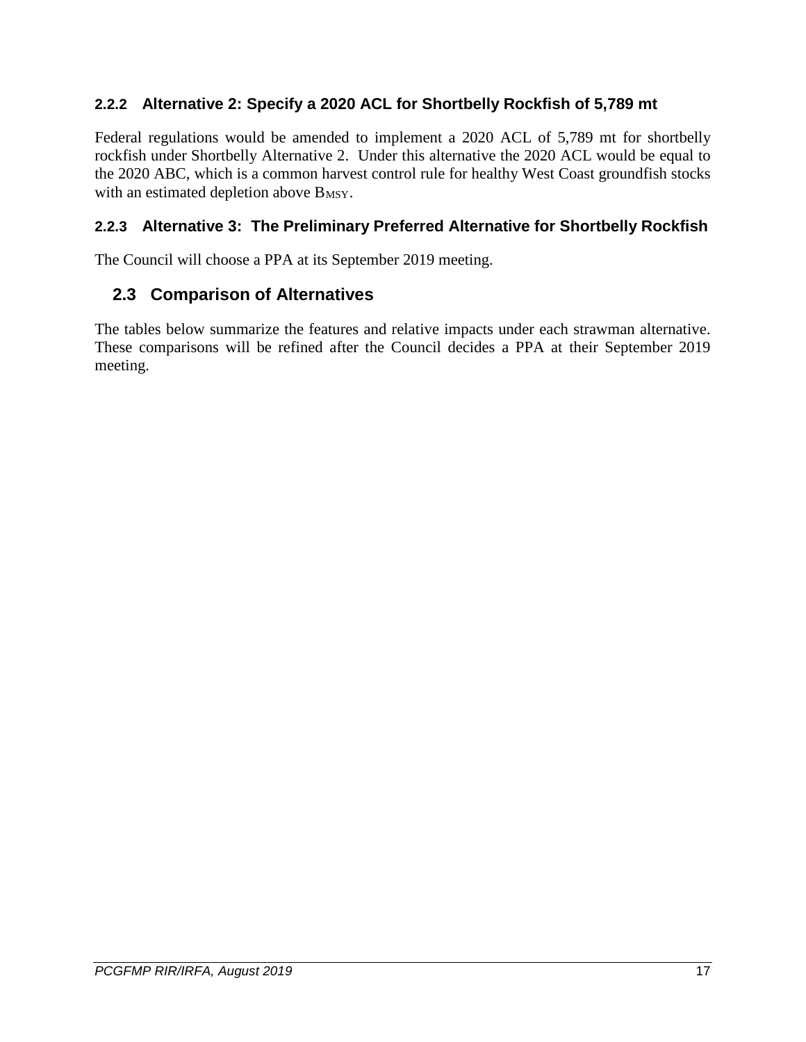### 2.2.2 Alternative 2: Specify a 2020 ACL for Shortbelly Rockfish of 5,789 mt

Federal regulations would be amended to implement a 2020 ACL of 5,789 mt for shortbelly rockfish under Shortbelly Alternative 2. Under this alternative the 2020 ACL would be equal to the 2020 ABC, which is a common harvest control rule for healthy West Coast groundfish stocks with an estimated depletion above $B_{MSY}$.

### 2.2.3 Alternative 3: The Preliminary Preferred Alternative for Shortbelly Rockfish

The Council will choose a PPA at its September 2019 meeting.

## 2.3 Comparison of Alternatives

The tables below summarize the features and relative impacts under each strawman alternative. These comparisons will be refined after the Council decides a PPA at their September 2019 meeting.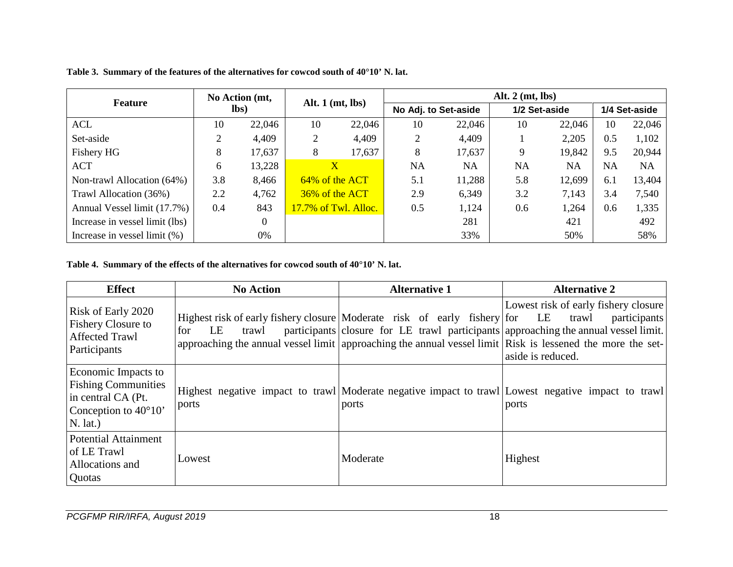**Table 3. Summary of the features of the alternatives for cowcod south of 40°10' N. lat.**

| Feature | No Action (mt, lbs) | | Alt. 1 (mt, lbs) | | Alt. 2 (mt, lbs) | | | | | |
|---|---|---|---|---|---|---|---|---|---|---|
| | | | | | No Adj. to Set-aside | | 1/2 Set-aside | | 1/4 Set-aside | |
| ACL | 10 | 22,046 | 10 | 22,046 | 10 | 22,046 | 10 | 22,046 | 10 | 22,046 |
| Set-aside | 2 | 4,409 | 2 | 4,409 | 2 | 4,409 | 1 | 2,205 | 0.5 | 1,102 |
| Fishery HG | 8 | 17,637 | 8 | 17,637 | 8 | 17,637 | 9 | 19,842 | 9.5 | 20,944 |
| ACT | 6 | 13,228 | X | | NA | NA | NA | NA | NA | NA |
| Non-trawl Allocation (64%) | 3.8 | 8,466 | 64% of the ACT | | 5.1 | 11,288 | 5.8 | 12,699 | 6.1 | 13,404 |
| Trawl Allocation (36%) | 2.2 | 4,762 | 36% of the ACT | | 2.9 | 6,349 | 3.2 | 7,143 | 3.4 | 7,540 |
| Annual Vessel limit (17.7%) | 0.4 | 843 | 17.7% of Twl. Alloc. | | 0.5 | 1,124 | 0.6 | 1,264 | 0.6 | 1,335 |
| Increase in vessel limit (lbs) | | 0 | | | | 281 | | 421 | | 492 |
| Increase in vessel limit (%) | | 0% | | | | 33% | | 50% | | 58% |

**Table 4. Summary of the effects of the alternatives for cowcod south of 40°10' N. lat.**

| Effect | No Action | Alternative 1 | Alternative 2 |
|---|---|---|---|
| Risk of Early 2020 Fishery Closure to Affected Trawl Participants | Highest risk of early fishery closure for LE trawl participants approaching the annual vessel limit | Moderate risk of early fishery closure for LE trawl participants approaching the annual vessel limit | Lowest risk of early fishery closure for LE trawl participants approaching the annual vessel limit. Risk is lessened the more the set-aside is reduced. |
| Economic Impacts to Fishing Communities in central CA (Pt. Conception to 40°10' N. lat.) | Highest negative impact to trawl ports | Moderate negative impact to trawl ports | Lowest negative impact to trawl ports |
| Potential Attainment of LE Trawl Allocations and Quotas | Lowest | Moderate | Highest |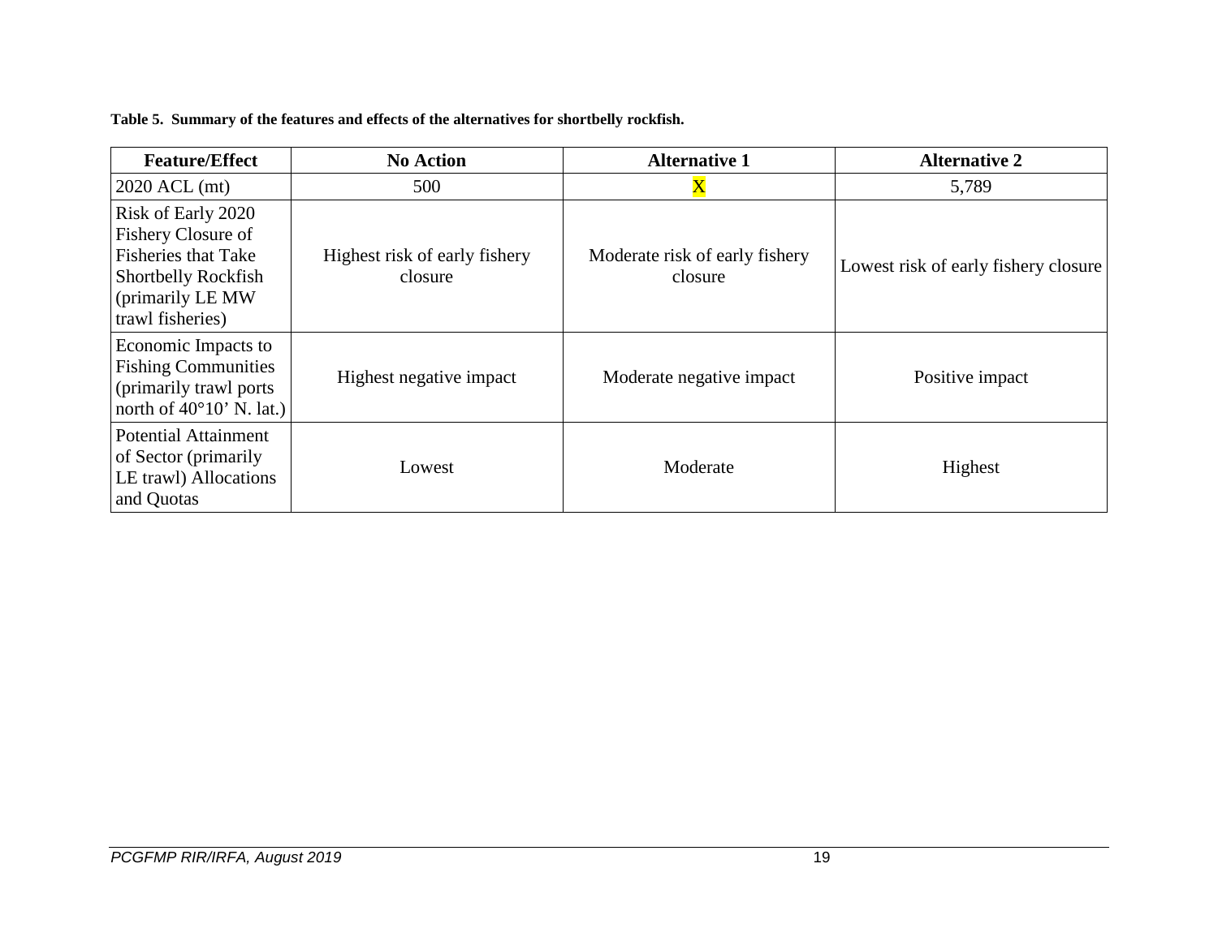**Table 5. Summary of the features and effects of the alternatives for shortbelly rockfish.**

| Feature/Effect | No Action | Alternative 1 | Alternative 2 |
|---|---|---|---|
| 2020 ACL (mt) | 500 | X | 5,789 |
| Risk of Early 2020 Fishery Closure of Fisheries that Take Shortbelly Rockfish (primarily LE MW trawl fisheries) | Highest risk of early fishery closure | Moderate risk of early fishery closure | Lowest risk of early fishery closure |
| Economic Impacts to Fishing Communities (primarily trawl ports north of 40°10' N. lat.) | Highest negative impact | Moderate negative impact | Positive impact |
| Potential Attainment of Sector (primarily LE trawl) Allocations and Quotas | Lowest | Moderate | Highest |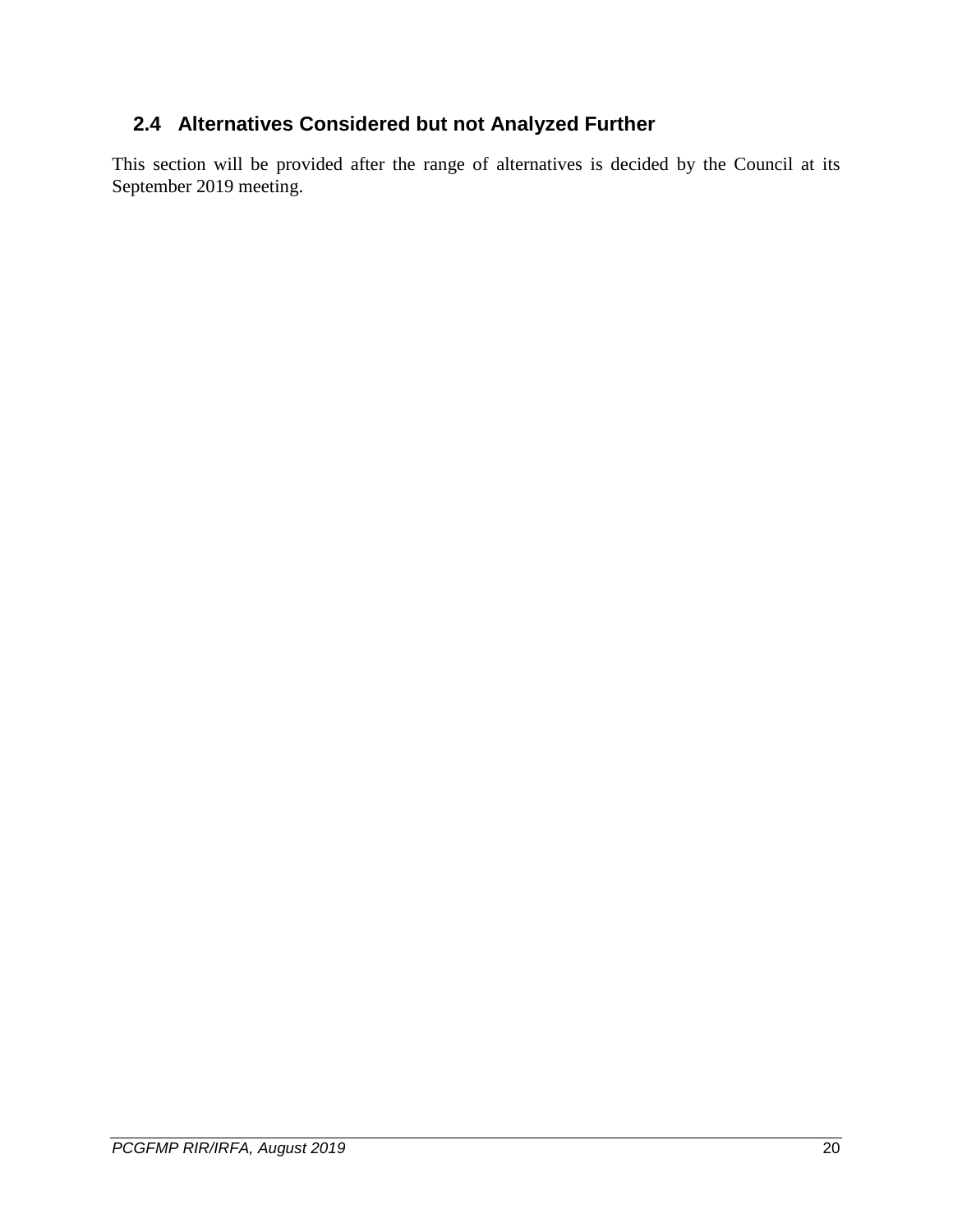## 2.4 Alternatives Considered but not Analyzed Further

This section will be provided after the range of alternatives is decided by the Council at its September 2019 meeting.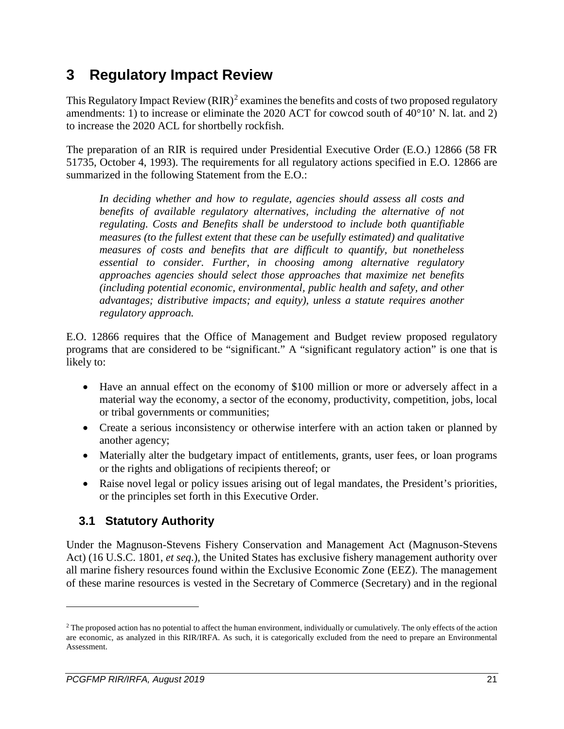# 3 Regulatory Impact Review

This Regulatory Impact Review (RIR)[2] examines the benefits and costs of two proposed regulatory amendments: 1) to increase or eliminate the 2020 ACT for cowcod south of 40°10' N. lat. and 2) to increase the 2020 ACL for shortbelly rockfish.

The preparation of an RIR is required under Presidential Executive Order (E.O.) 12866 (58 FR 51735, October 4, 1993). The requirements for all regulatory actions specified in E.O. 12866 are summarized in the following Statement from the E.O.:

> *In deciding whether and how to regulate, agencies should assess all costs and benefits of available regulatory alternatives, including the alternative of not regulating. Costs and Benefits shall be understood to include both quantifiable measures (to the fullest extent that these can be usefully estimated) and qualitative measures of costs and benefits that are difficult to quantify, but nonetheless essential to consider. Further, in choosing among alternative regulatory approaches agencies should select those approaches that maximize net benefits (including potential economic, environmental, public health and safety, and other advantages; distributive impacts; and equity), unless a statute requires another regulatory approach.*

E.O. 12866 requires that the Office of Management and Budget review proposed regulatory programs that are considered to be "significant." A "significant regulatory action" is one that is likely to:

- Have an annual effect on the economy of $100 million or more or adversely affect in a material way the economy, a sector of the economy, productivity, competition, jobs, local or tribal governments or communities;
- Create a serious inconsistency or otherwise interfere with an action taken or planned by another agency;
- Materially alter the budgetary impact of entitlements, grants, user fees, or loan programs or the rights and obligations of recipients thereof; or
- Raise novel legal or policy issues arising out of legal mandates, the President's priorities, or the principles set forth in this Executive Order.

## 3.1 Statutory Authority

Under the Magnuson-Stevens Fishery Conservation and Management Act (Magnuson-Stevens Act) (16 U.S.C. 1801, *et seq*.), the United States has exclusive fishery management authority over all marine fishery resources found within the Exclusive Economic Zone (EEZ). The management of these marine resources is vested in the Secretary of Commerce (Secretary) and in the regional

[2] The proposed action has no potential to affect the human environment, individually or cumulatively. The only effects of the action are economic, as analyzed in this RIR/IRFA. As such, it is categorically excluded from the need to prepare an Environmental Assessment.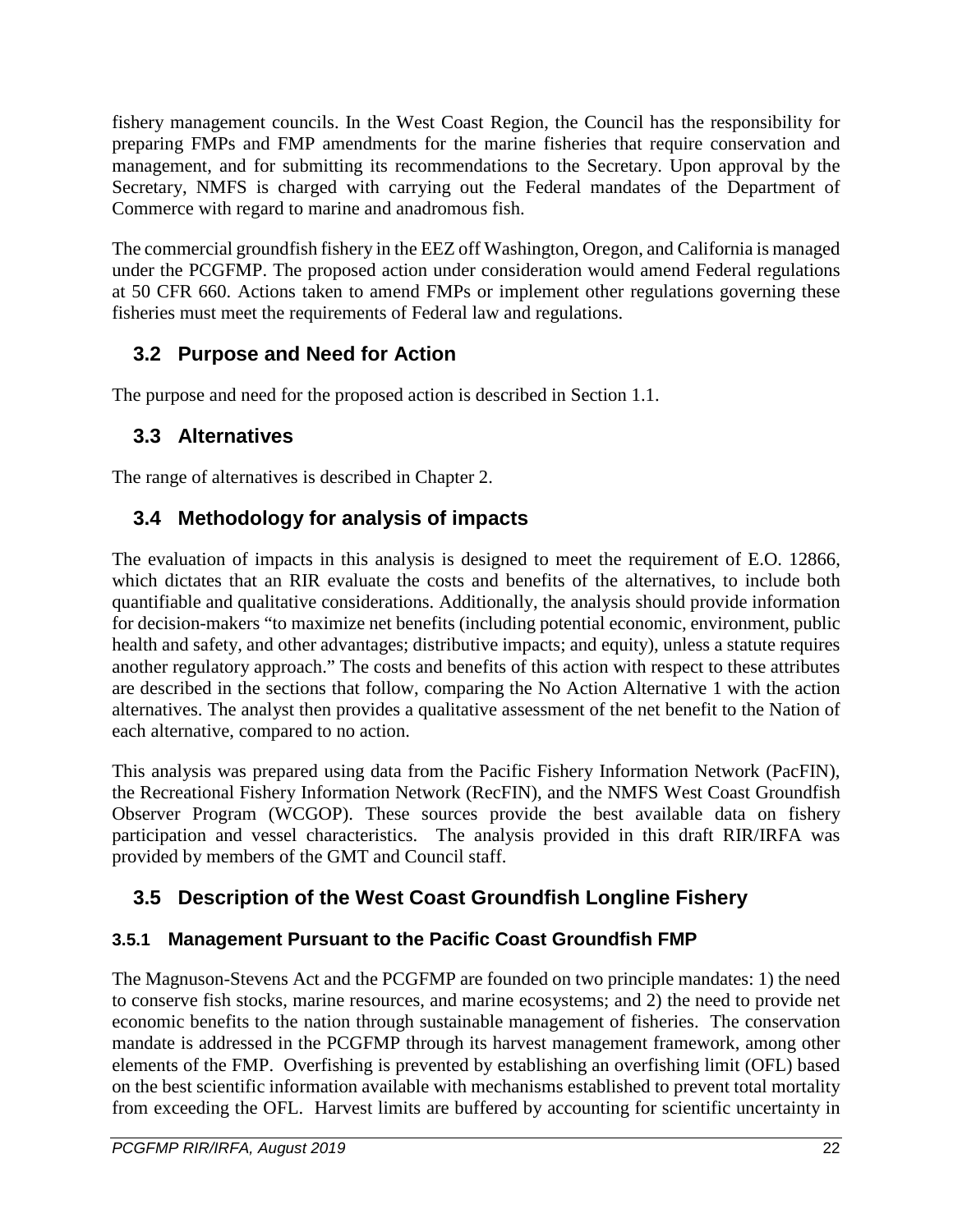fishery management councils. In the West Coast Region, the Council has the responsibility for preparing FMPs and FMP amendments for the marine fisheries that require conservation and management, and for submitting its recommendations to the Secretary. Upon approval by the Secretary, NMFS is charged with carrying out the Federal mandates of the Department of Commerce with regard to marine and anadromous fish.

The commercial groundfish fishery in the EEZ off Washington, Oregon, and California is managed under the PCGFMP. The proposed action under consideration would amend Federal regulations at 50 CFR 660. Actions taken to amend FMPs or implement other regulations governing these fisheries must meet the requirements of Federal law and regulations.

## 3.2 Purpose and Need for Action

The purpose and need for the proposed action is described in Section 1.1.

## 3.3 Alternatives

The range of alternatives is described in Chapter 2.

## 3.4 Methodology for analysis of impacts

The evaluation of impacts in this analysis is designed to meet the requirement of E.O. 12866, which dictates that an RIR evaluate the costs and benefits of the alternatives, to include both quantifiable and qualitative considerations. Additionally, the analysis should provide information for decision-makers "to maximize net benefits (including potential economic, environment, public health and safety, and other advantages; distributive impacts; and equity), unless a statute requires another regulatory approach." The costs and benefits of this action with respect to these attributes are described in the sections that follow, comparing the No Action Alternative 1 with the action alternatives. The analyst then provides a qualitative assessment of the net benefit to the Nation of each alternative, compared to no action.

This analysis was prepared using data from the Pacific Fishery Information Network (PacFIN), the Recreational Fishery Information Network (RecFIN), and the NMFS West Coast Groundfish Observer Program (WCGOP). These sources provide the best available data on fishery participation and vessel characteristics. The analysis provided in this draft RIR/IRFA was provided by members of the GMT and Council staff.

## 3.5 Description of the West Coast Groundfish Longline Fishery

### 3.5.1 Management Pursuant to the Pacific Coast Groundfish FMP

The Magnuson-Stevens Act and the PCGFMP are founded on two principle mandates: 1) the need to conserve fish stocks, marine resources, and marine ecosystems; and 2) the need to provide net economic benefits to the nation through sustainable management of fisheries. The conservation mandate is addressed in the PCGFMP through its harvest management framework, among other elements of the FMP. Overfishing is prevented by establishing an overfishing limit (OFL) based on the best scientific information available with mechanisms established to prevent total mortality from exceeding the OFL. Harvest limits are buffered by accounting for scientific uncertainty in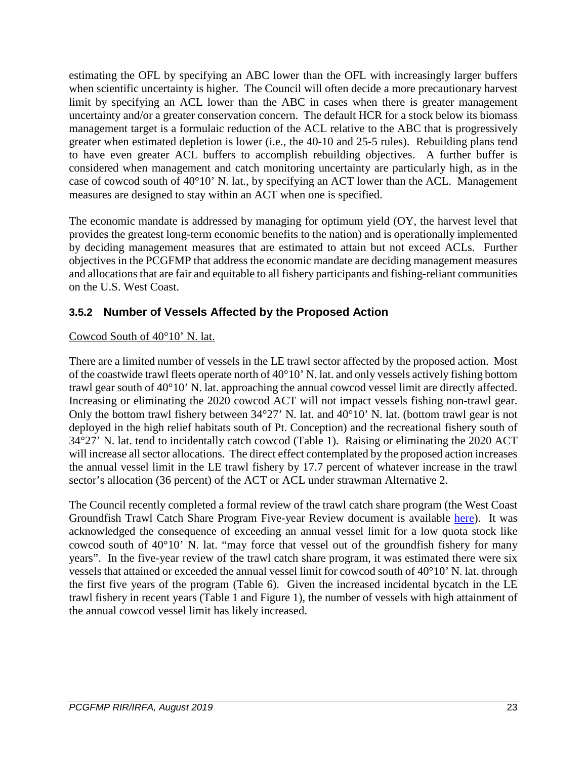estimating the OFL by specifying an ABC lower than the OFL with increasingly larger buffers when scientific uncertainty is higher. The Council will often decide a more precautionary harvest limit by specifying an ACL lower than the ABC in cases when there is greater management uncertainty and/or a greater conservation concern. The default HCR for a stock below its biomass management target is a formulaic reduction of the ACL relative to the ABC that is progressively greater when estimated depletion is lower (i.e., the 40-10 and 25-5 rules). Rebuilding plans tend to have even greater ACL buffers to accomplish rebuilding objectives. A further buffer is considered when management and catch monitoring uncertainty are particularly high, as in the case of cowcod south of 40°10' N. lat., by specifying an ACT lower than the ACL. Management measures are designed to stay within an ACT when one is specified.

The economic mandate is addressed by managing for optimum yield (OY, the harvest level that provides the greatest long-term economic benefits to the nation) and is operationally implemented by deciding management measures that are estimated to attain but not exceed ACLs. Further objectives in the PCGFMP that address the economic mandate are deciding management measures and allocations that are fair and equitable to all fishery participants and fishing-reliant communities on the U.S. West Coast.

### 3.5.2 Number of Vessels Affected by the Proposed Action

Cowcod South of 40°10' N. lat.

There are a limited number of vessels in the LE trawl sector affected by the proposed action. Most of the coastwide trawl fleets operate north of 40°10' N. lat. and only vessels actively fishing bottom trawl gear south of 40°10' N. lat. approaching the annual cowcod vessel limit are directly affected. Increasing or eliminating the 2020 cowcod ACT will not impact vessels fishing non-trawl gear. Only the bottom trawl fishery between 34°27' N. lat. and 40°10' N. lat. (bottom trawl gear is not deployed in the high relief habitats south of Pt. Conception) and the recreational fishery south of 34°27' N. lat. tend to incidentally catch cowcod (Table 1). Raising or eliminating the 2020 ACT will increase all sector allocations. The direct effect contemplated by the proposed action increases the annual vessel limit in the LE trawl fishery by 17.7 percent of whatever increase in the trawl sector's allocation (36 percent) of the ACT or ACL under strawman Alternative 2.

The Council recently completed a formal review of the trawl catch share program (the West Coast Groundfish Trawl Catch Share Program Five-year Review document is available here). It was acknowledged the consequence of exceeding an annual vessel limit for a low quota stock like cowcod south of 40°10' N. lat. "may force that vessel out of the groundfish fishery for many years". In the five-year review of the trawl catch share program, it was estimated there were six vessels that attained or exceeded the annual vessel limit for cowcod south of 40°10' N. lat. through the first five years of the program (Table 6). Given the increased incidental bycatch in the LE trawl fishery in recent years (Table 1 and Figure 1), the number of vessels with high attainment of the annual cowcod vessel limit has likely increased.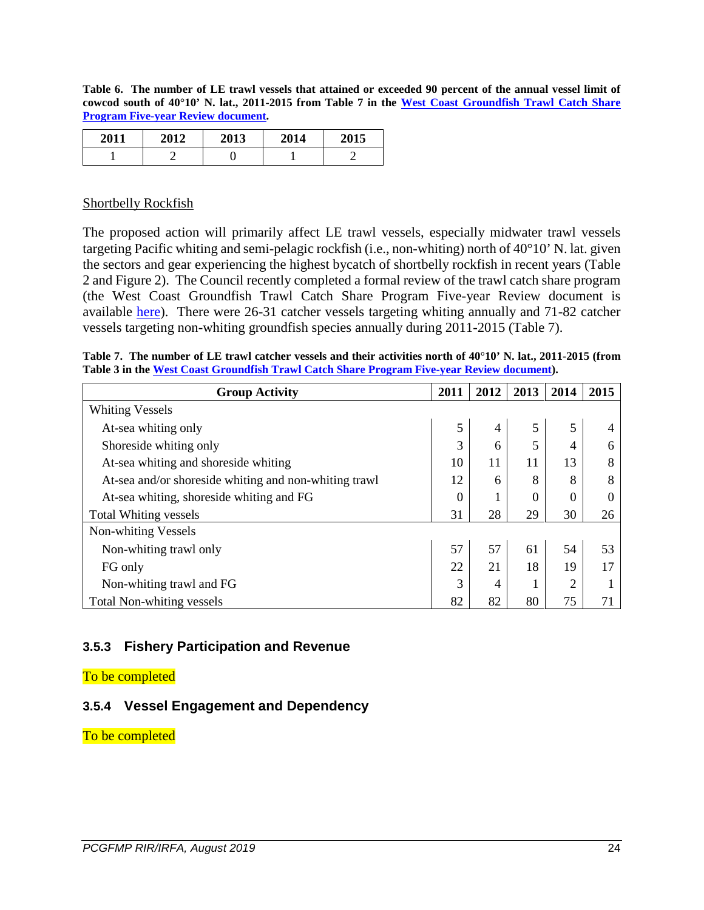**Table 6. The number of LE trawl vessels that attained or exceeded 90 percent of the annual vessel limit of cowcod south of 40°10' N. lat., 2011-2015 from Table 7 in the West Coast Groundfish Trawl Catch Share Program Five-year Review document.**

| 2011 | 2012 | 2013 | 2014 | 2015 |
|---|---|---|---|---|
| 1 | 2 | 0 | 1 | 2 |

Shortbelly Rockfish

The proposed action will primarily affect LE trawl vessels, especially midwater trawl vessels targeting Pacific whiting and semi-pelagic rockfish (i.e., non-whiting) north of 40°10' N. lat. given the sectors and gear experiencing the highest bycatch of shortbelly rockfish in recent years (Table 2 and Figure 2). The Council recently completed a formal review of the trawl catch share program (the West Coast Groundfish Trawl Catch Share Program Five-year Review document is available here). There were 26-31 catcher vessels targeting whiting annually and 71-82 catcher vessels targeting non-whiting groundfish species annually during 2011-2015 (Table 7).

**Table 7. The number of LE trawl catcher vessels and their activities north of 40°10' N. lat., 2011-2015 (from Table 3 in the West Coast Groundfish Trawl Catch Share Program Five-year Review document).**

| Group Activity | 2011 | 2012 | 2013 | 2014 | 2015 |
|---|---|---|---|---|---|
| Whiting Vessels | | | | | |
| At-sea whiting only | 5 | 4 | 5 | 5 | 4 |
| Shoreside whiting only | 3 | 6 | 5 | 4 | 6 |
| At-sea whiting and shoreside whiting | 10 | 11 | 11 | 13 | 8 |
| At-sea and/or shoreside whiting and non-whiting trawl | 12 | 6 | 8 | 8 | 8 |
| At-sea whiting, shoreside whiting and FG | 0 | 1 | 0 | 0 | 0 |
| Total Whiting vessels | 31 | 28 | 29 | 30 | 26 |
| Non-whiting Vessels | | | | | |
| Non-whiting trawl only | 57 | 57 | 61 | 54 | 53 |
| FG only | 22 | 21 | 18 | 19 | 17 |
| Non-whiting trawl and FG | 3 | 4 | 1 | 2 | 1 |
| Total Non-whiting vessels | 82 | 82 | 80 | 75 | 71 |

### 3.5.3 Fishery Participation and Revenue

To be completed

### 3.5.4 Vessel Engagement and Dependency

To be completed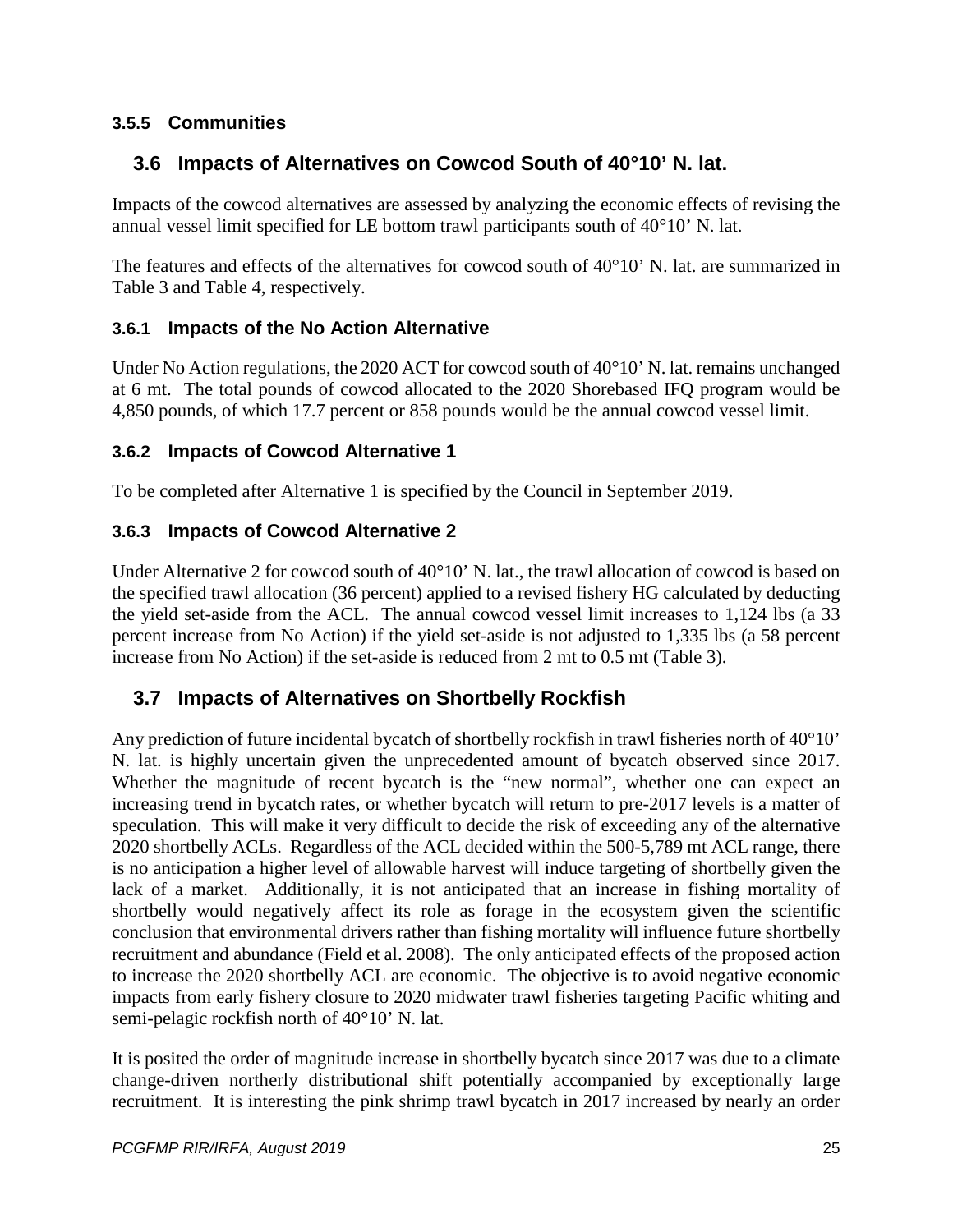### 3.5.5 Communities

## 3.6 Impacts of Alternatives on Cowcod South of 40°10' N. lat.

Impacts of the cowcod alternatives are assessed by analyzing the economic effects of revising the annual vessel limit specified for LE bottom trawl participants south of 40°10' N. lat.

The features and effects of the alternatives for cowcod south of 40°10' N. lat. are summarized in Table 3 and Table 4, respectively.

### 3.6.1 Impacts of the No Action Alternative

Under No Action regulations, the 2020 ACT for cowcod south of 40°10' N. lat. remains unchanged at 6 mt. The total pounds of cowcod allocated to the 2020 Shorebased IFQ program would be 4,850 pounds, of which 17.7 percent or 858 pounds would be the annual cowcod vessel limit.

### 3.6.2 Impacts of Cowcod Alternative 1

To be completed after Alternative 1 is specified by the Council in September 2019.

### 3.6.3 Impacts of Cowcod Alternative 2

Under Alternative 2 for cowcod south of 40°10' N. lat., the trawl allocation of cowcod is based on the specified trawl allocation (36 percent) applied to a revised fishery HG calculated by deducting the yield set-aside from the ACL. The annual cowcod vessel limit increases to 1,124 lbs (a 33 percent increase from No Action) if the yield set-aside is not adjusted to 1,335 lbs (a 58 percent increase from No Action) if the set-aside is reduced from 2 mt to 0.5 mt (Table 3).

## 3.7 Impacts of Alternatives on Shortbelly Rockfish

Any prediction of future incidental bycatch of shortbelly rockfish in trawl fisheries north of 40°10' N. lat. is highly uncertain given the unprecedented amount of bycatch observed since 2017. Whether the magnitude of recent bycatch is the "new normal", whether one can expect an increasing trend in bycatch rates, or whether bycatch will return to pre-2017 levels is a matter of speculation. This will make it very difficult to decide the risk of exceeding any of the alternative 2020 shortbelly ACLs. Regardless of the ACL decided within the 500-5,789 mt ACL range, there is no anticipation a higher level of allowable harvest will induce targeting of shortbelly given the lack of a market. Additionally, it is not anticipated that an increase in fishing mortality of shortbelly would negatively affect its role as forage in the ecosystem given the scientific conclusion that environmental drivers rather than fishing mortality will influence future shortbelly recruitment and abundance (Field et al. 2008). The only anticipated effects of the proposed action to increase the 2020 shortbelly ACL are economic. The objective is to avoid negative economic impacts from early fishery closure to 2020 midwater trawl fisheries targeting Pacific whiting and semi-pelagic rockfish north of 40°10' N. lat.

It is posited the order of magnitude increase in shortbelly bycatch since 2017 was due to a climate change-driven northerly distributional shift potentially accompanied by exceptionally large recruitment. It is interesting the pink shrimp trawl bycatch in 2017 increased by nearly an order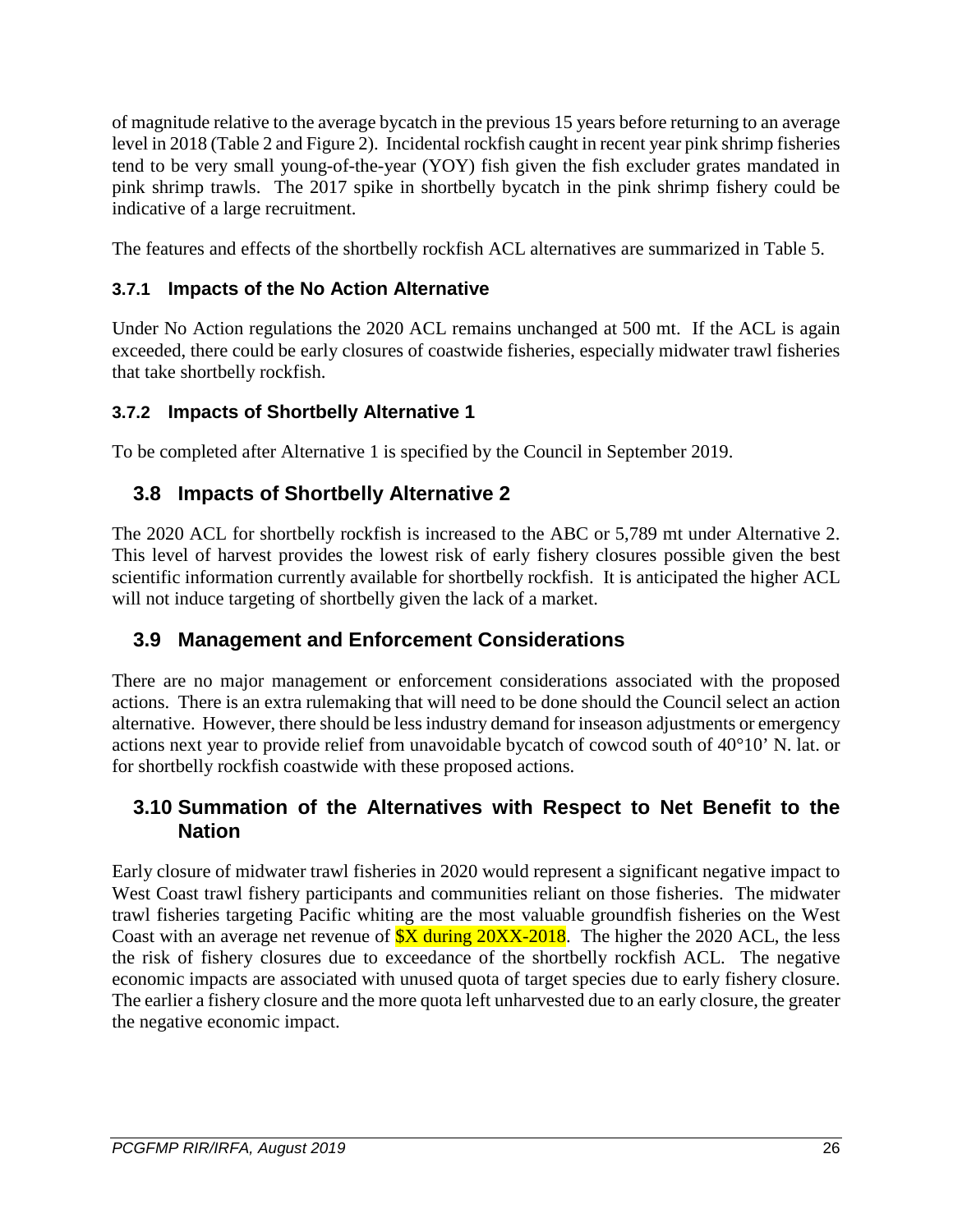of magnitude relative to the average bycatch in the previous 15 years before returning to an average level in 2018 (Table 2 and Figure 2). Incidental rockfish caught in recent year pink shrimp fisheries tend to be very small young-of-the-year (YOY) fish given the fish excluder grates mandated in pink shrimp trawls. The 2017 spike in shortbelly bycatch in the pink shrimp fishery could be indicative of a large recruitment.

The features and effects of the shortbelly rockfish ACL alternatives are summarized in Table 5.

### 3.7.1 Impacts of the No Action Alternative

Under No Action regulations the 2020 ACL remains unchanged at 500 mt. If the ACL is again exceeded, there could be early closures of coastwide fisheries, especially midwater trawl fisheries that take shortbelly rockfish.

### 3.7.2 Impacts of Shortbelly Alternative 1

To be completed after Alternative 1 is specified by the Council in September 2019.

## 3.8 Impacts of Shortbelly Alternative 2

The 2020 ACL for shortbelly rockfish is increased to the ABC or 5,789 mt under Alternative 2. This level of harvest provides the lowest risk of early fishery closures possible given the best scientific information currently available for shortbelly rockfish. It is anticipated the higher ACL will not induce targeting of shortbelly given the lack of a market.

## 3.9 Management and Enforcement Considerations

There are no major management or enforcement considerations associated with the proposed actions. There is an extra rulemaking that will need to be done should the Council select an action alternative. However, there should be less industry demand for inseason adjustments or emergency actions next year to provide relief from unavoidable bycatch of cowcod south of 40°10' N. lat. or for shortbelly rockfish coastwide with these proposed actions.

## 3.10 Summation of the Alternatives with Respect to Net Benefit to the Nation

Early closure of midwater trawl fisheries in 2020 would represent a significant negative impact to West Coast trawl fishery participants and communities reliant on those fisheries. The midwater trawl fisheries targeting Pacific whiting are the most valuable groundfish fisheries on the West Coast with an average net revenue of $X during 20XX-2018. The higher the 2020 ACL, the less the risk of fishery closures due to exceedance of the shortbelly rockfish ACL. The negative economic impacts are associated with unused quota of target species due to early fishery closure. The earlier a fishery closure and the more quota left unharvested due to an early closure, the greater the negative economic impact.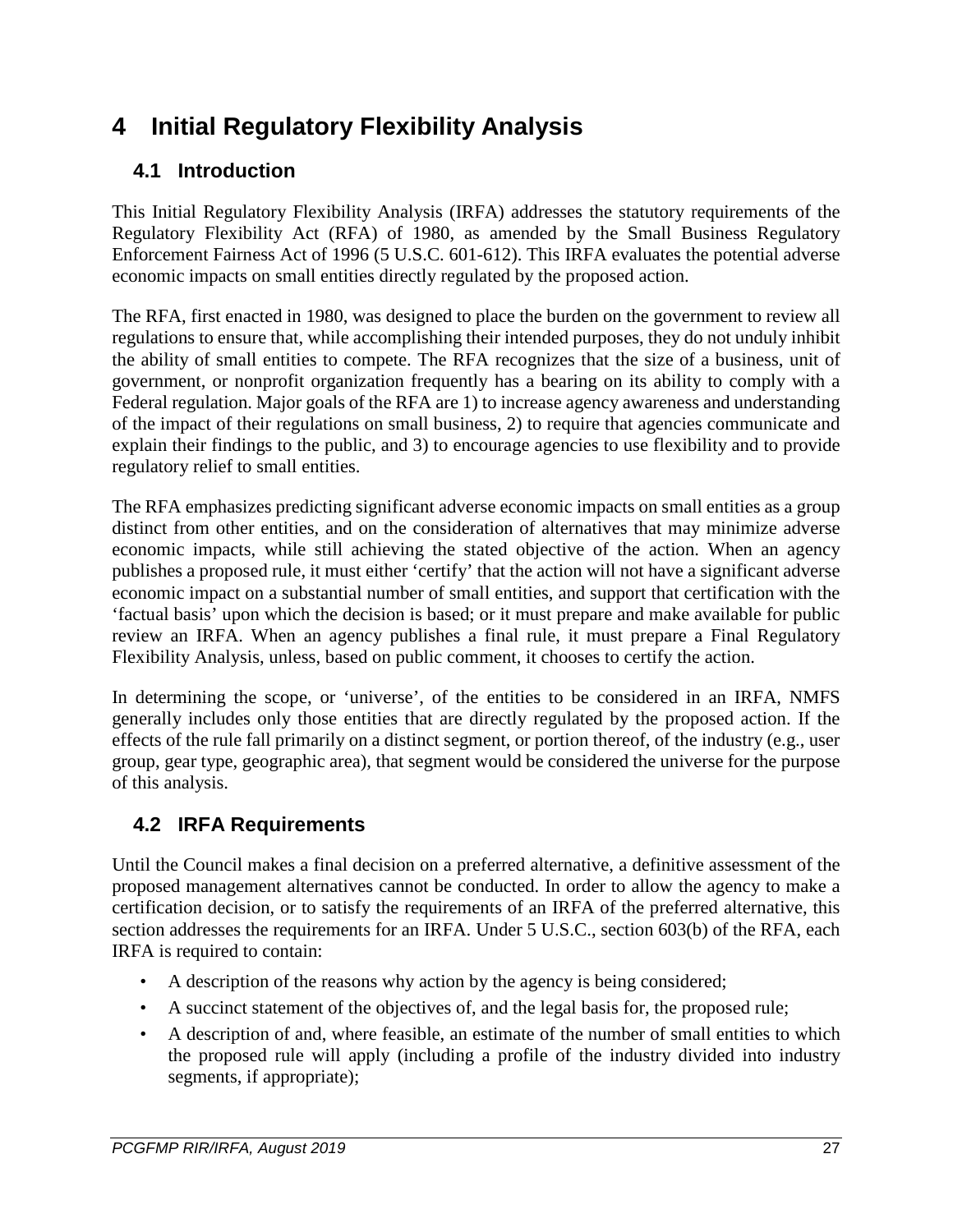# 4 Initial Regulatory Flexibility Analysis

## 4.1 Introduction

This Initial Regulatory Flexibility Analysis (IRFA) addresses the statutory requirements of the Regulatory Flexibility Act (RFA) of 1980, as amended by the Small Business Regulatory Enforcement Fairness Act of 1996 (5 U.S.C. 601-612). This IRFA evaluates the potential adverse economic impacts on small entities directly regulated by the proposed action.

The RFA, first enacted in 1980, was designed to place the burden on the government to review all regulations to ensure that, while accomplishing their intended purposes, they do not unduly inhibit the ability of small entities to compete. The RFA recognizes that the size of a business, unit of government, or nonprofit organization frequently has a bearing on its ability to comply with a Federal regulation. Major goals of the RFA are 1) to increase agency awareness and understanding of the impact of their regulations on small business, 2) to require that agencies communicate and explain their findings to the public, and 3) to encourage agencies to use flexibility and to provide regulatory relief to small entities.

The RFA emphasizes predicting significant adverse economic impacts on small entities as a group distinct from other entities, and on the consideration of alternatives that may minimize adverse economic impacts, while still achieving the stated objective of the action. When an agency publishes a proposed rule, it must either 'certify' that the action will not have a significant adverse economic impact on a substantial number of small entities, and support that certification with the 'factual basis' upon which the decision is based; or it must prepare and make available for public review an IRFA. When an agency publishes a final rule, it must prepare a Final Regulatory Flexibility Analysis, unless, based on public comment, it chooses to certify the action.

In determining the scope, or 'universe', of the entities to be considered in an IRFA, NMFS generally includes only those entities that are directly regulated by the proposed action. If the effects of the rule fall primarily on a distinct segment, or portion thereof, of the industry (e.g., user group, gear type, geographic area), that segment would be considered the universe for the purpose of this analysis.

## 4.2 IRFA Requirements

Until the Council makes a final decision on a preferred alternative, a definitive assessment of the proposed management alternatives cannot be conducted. In order to allow the agency to make a certification decision, or to satisfy the requirements of an IRFA of the preferred alternative, this section addresses the requirements for an IRFA. Under 5 U.S.C., section 603(b) of the RFA, each IRFA is required to contain:

- A description of the reasons why action by the agency is being considered;
- A succinct statement of the objectives of, and the legal basis for, the proposed rule;
- A description of and, where feasible, an estimate of the number of small entities to which the proposed rule will apply (including a profile of the industry divided into industry segments, if appropriate);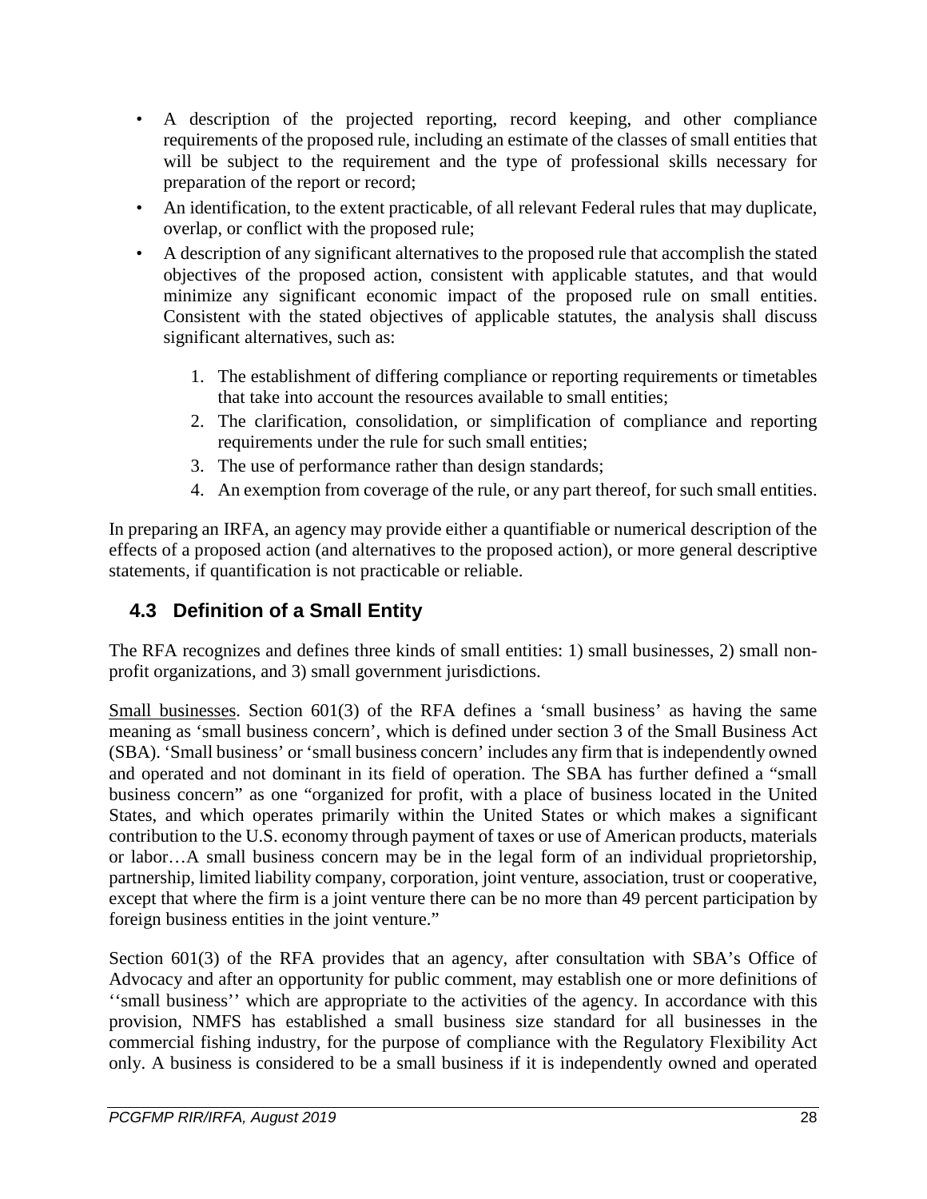- A description of the projected reporting, record keeping, and other compliance requirements of the proposed rule, including an estimate of the classes of small entities that will be subject to the requirement and the type of professional skills necessary for preparation of the report or record;
- An identification, to the extent practicable, of all relevant Federal rules that may duplicate, overlap, or conflict with the proposed rule;
- A description of any significant alternatives to the proposed rule that accomplish the stated objectives of the proposed action, consistent with applicable statutes, and that would minimize any significant economic impact of the proposed rule on small entities. Consistent with the stated objectives of applicable statutes, the analysis shall discuss significant alternatives, such as:

    1. The establishment of differing compliance or reporting requirements or timetables that take into account the resources available to small entities;
    2. The clarification, consolidation, or simplification of compliance and reporting requirements under the rule for such small entities;
    3. The use of performance rather than design standards;
    4. An exemption from coverage of the rule, or any part thereof, for such small entities.

In preparing an IRFA, an agency may provide either a quantifiable or numerical description of the effects of a proposed action (and alternatives to the proposed action), or more general descriptive statements, if quantification is not practicable or reliable.

## 4.3 Definition of a Small Entity

The RFA recognizes and defines three kinds of small entities: 1) small businesses, 2) small non-profit organizations, and 3) small government jurisdictions.

<u>Small businesses</u>. Section 601(3) of the RFA defines a 'small business' as having the same meaning as 'small business concern', which is defined under section 3 of the Small Business Act (SBA). 'Small business' or 'small business concern' includes any firm that is independently owned and operated and not dominant in its field of operation. The SBA has further defined a "small business concern" as one "organized for profit, with a place of business located in the United States, and which operates primarily within the United States or which makes a significant contribution to the U.S. economy through payment of taxes or use of American products, materials or labor…A small business concern may be in the legal form of an individual proprietorship, partnership, limited liability company, corporation, joint venture, association, trust or cooperative, except that where the firm is a joint venture there can be no more than 49 percent participation by foreign business entities in the joint venture."

Section 601(3) of the RFA provides that an agency, after consultation with SBA's Office of Advocacy and after an opportunity for public comment, may establish one or more definitions of ''small business'' which are appropriate to the activities of the agency. In accordance with this provision, NMFS has established a small business size standard for all businesses in the commercial fishing industry, for the purpose of compliance with the Regulatory Flexibility Act only. A business is considered to be a small business if it is independently owned and operated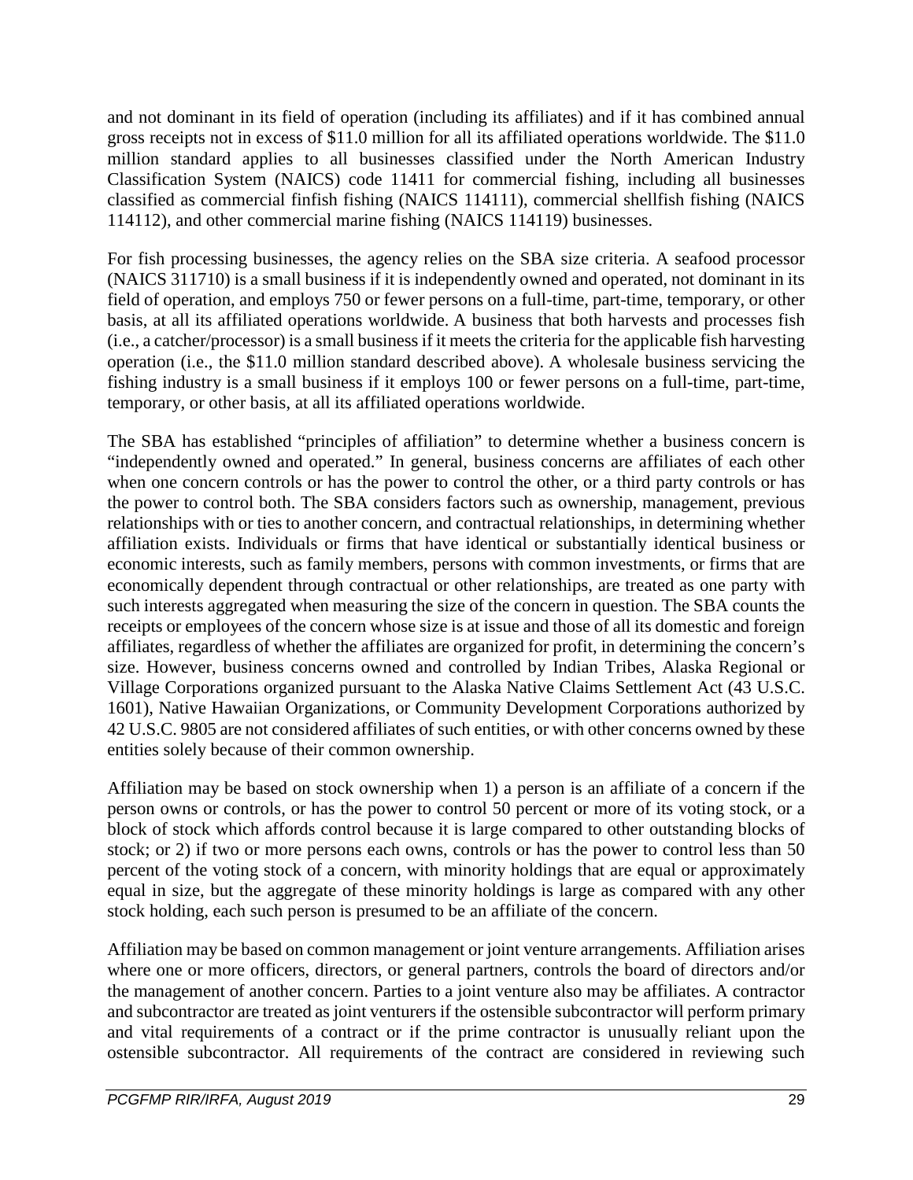and not dominant in its field of operation (including its affiliates) and if it has combined annual gross receipts not in excess of $11.0 million for all its affiliated operations worldwide. The $11.0 million standard applies to all businesses classified under the North American Industry Classification System (NAICS) code 11411 for commercial fishing, including all businesses classified as commercial finfish fishing (NAICS 114111), commercial shellfish fishing (NAICS 114112), and other commercial marine fishing (NAICS 114119) businesses.

For fish processing businesses, the agency relies on the SBA size criteria. A seafood processor (NAICS 311710) is a small business if it is independently owned and operated, not dominant in its field of operation, and employs 750 or fewer persons on a full-time, part-time, temporary, or other basis, at all its affiliated operations worldwide. A business that both harvests and processes fish (i.e., a catcher/processor) is a small business if it meets the criteria for the applicable fish harvesting operation (i.e., the $11.0 million standard described above). A wholesale business servicing the fishing industry is a small business if it employs 100 or fewer persons on a full-time, part-time, temporary, or other basis, at all its affiliated operations worldwide.

The SBA has established "principles of affiliation" to determine whether a business concern is "independently owned and operated." In general, business concerns are affiliates of each other when one concern controls or has the power to control the other, or a third party controls or has the power to control both. The SBA considers factors such as ownership, management, previous relationships with or ties to another concern, and contractual relationships, in determining whether affiliation exists. Individuals or firms that have identical or substantially identical business or economic interests, such as family members, persons with common investments, or firms that are economically dependent through contractual or other relationships, are treated as one party with such interests aggregated when measuring the size of the concern in question. The SBA counts the receipts or employees of the concern whose size is at issue and those of all its domestic and foreign affiliates, regardless of whether the affiliates are organized for profit, in determining the concern's size. However, business concerns owned and controlled by Indian Tribes, Alaska Regional or Village Corporations organized pursuant to the Alaska Native Claims Settlement Act (43 U.S.C. 1601), Native Hawaiian Organizations, or Community Development Corporations authorized by 42 U.S.C. 9805 are not considered affiliates of such entities, or with other concerns owned by these entities solely because of their common ownership.

Affiliation may be based on stock ownership when 1) a person is an affiliate of a concern if the person owns or controls, or has the power to control 50 percent or more of its voting stock, or a block of stock which affords control because it is large compared to other outstanding blocks of stock; or 2) if two or more persons each owns, controls or has the power to control less than 50 percent of the voting stock of a concern, with minority holdings that are equal or approximately equal in size, but the aggregate of these minority holdings is large as compared with any other stock holding, each such person is presumed to be an affiliate of the concern.

Affiliation may be based on common management or joint venture arrangements. Affiliation arises where one or more officers, directors, or general partners, controls the board of directors and/or the management of another concern. Parties to a joint venture also may be affiliates. A contractor and subcontractor are treated as joint venturers if the ostensible subcontractor will perform primary and vital requirements of a contract or if the prime contractor is unusually reliant upon the ostensible subcontractor. All requirements of the contract are considered in reviewing such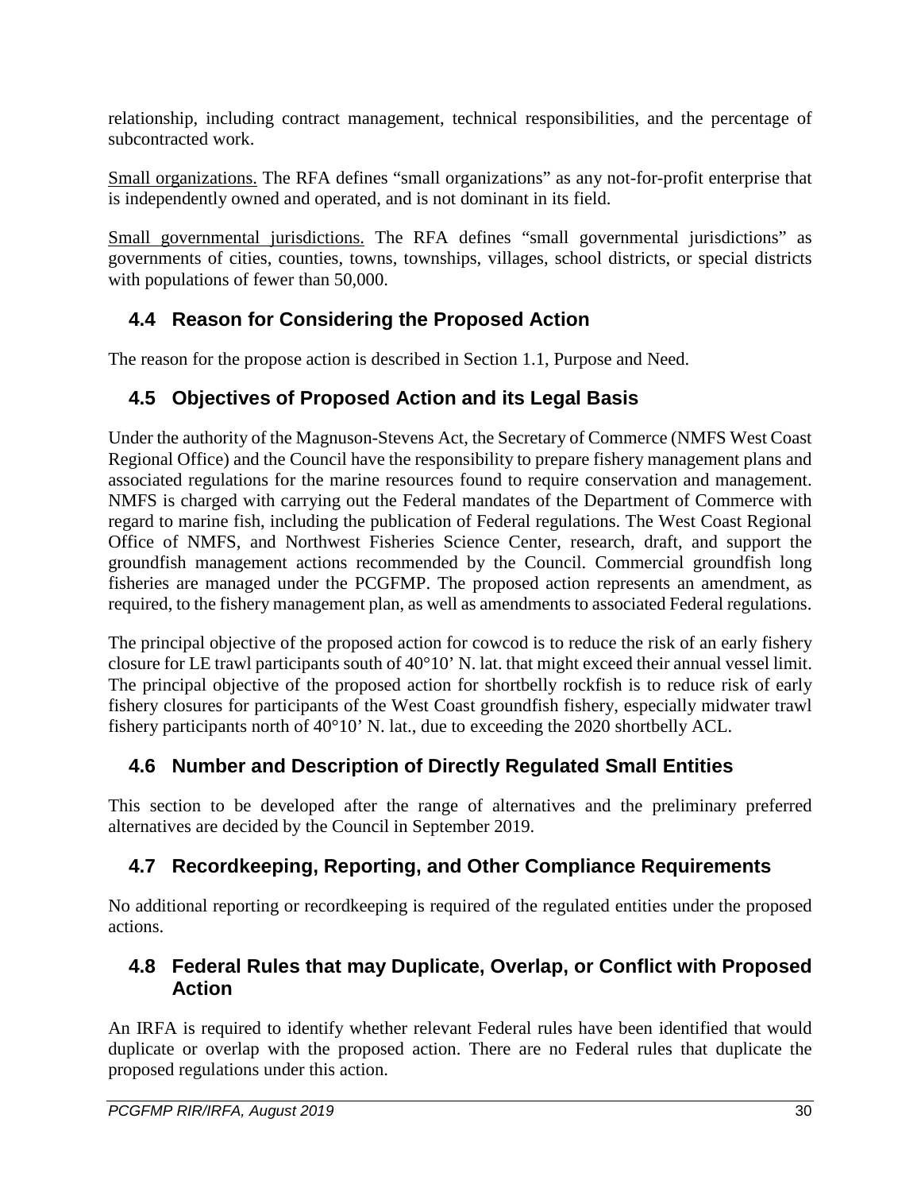relationship, including contract management, technical responsibilities, and the percentage of subcontracted work.

Small organizations. The RFA defines "small organizations" as any not-for-profit enterprise that is independently owned and operated, and is not dominant in its field.

Small governmental jurisdictions. The RFA defines "small governmental jurisdictions" as governments of cities, counties, towns, townships, villages, school districts, or special districts with populations of fewer than 50,000.

## 4.4 Reason for Considering the Proposed Action

The reason for the propose action is described in Section 1.1, Purpose and Need.

## 4.5 Objectives of Proposed Action and its Legal Basis

Under the authority of the Magnuson-Stevens Act, the Secretary of Commerce (NMFS West Coast Regional Office) and the Council have the responsibility to prepare fishery management plans and associated regulations for the marine resources found to require conservation and management. NMFS is charged with carrying out the Federal mandates of the Department of Commerce with regard to marine fish, including the publication of Federal regulations. The West Coast Regional Office of NMFS, and Northwest Fisheries Science Center, research, draft, and support the groundfish management actions recommended by the Council. Commercial groundfish long fisheries are managed under the PCGFMP. The proposed action represents an amendment, as required, to the fishery management plan, as well as amendments to associated Federal regulations.

The principal objective of the proposed action for cowcod is to reduce the risk of an early fishery closure for LE trawl participants south of 40°10' N. lat. that might exceed their annual vessel limit. The principal objective of the proposed action for shortbelly rockfish is to reduce risk of early fishery closures for participants of the West Coast groundfish fishery, especially midwater trawl fishery participants north of 40°10' N. lat., due to exceeding the 2020 shortbelly ACL.

## 4.6 Number and Description of Directly Regulated Small Entities

This section to be developed after the range of alternatives and the preliminary preferred alternatives are decided by the Council in September 2019.

## 4.7 Recordkeeping, Reporting, and Other Compliance Requirements

No additional reporting or recordkeeping is required of the regulated entities under the proposed actions.

## 4.8 Federal Rules that may Duplicate, Overlap, or Conflict with Proposed Action

An IRFA is required to identify whether relevant Federal rules have been identified that would duplicate or overlap with the proposed action. There are no Federal rules that duplicate the proposed regulations under this action.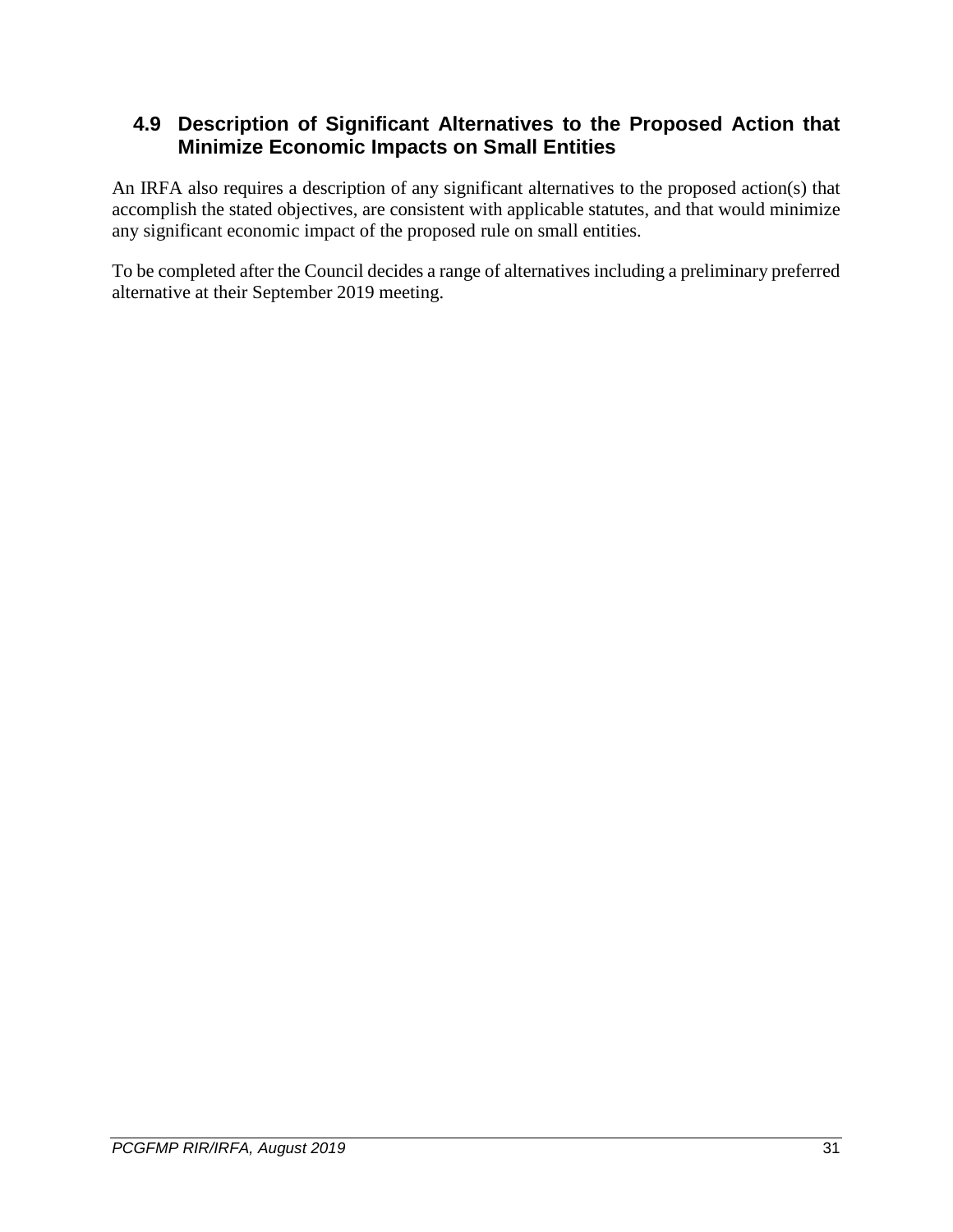## 4.9 Description of Significant Alternatives to the Proposed Action that Minimize Economic Impacts on Small Entities

An IRFA also requires a description of any significant alternatives to the proposed action(s) that accomplish the stated objectives, are consistent with applicable statutes, and that would minimize any significant economic impact of the proposed rule on small entities.

To be completed after the Council decides a range of alternatives including a preliminary preferred alternative at their September 2019 meeting.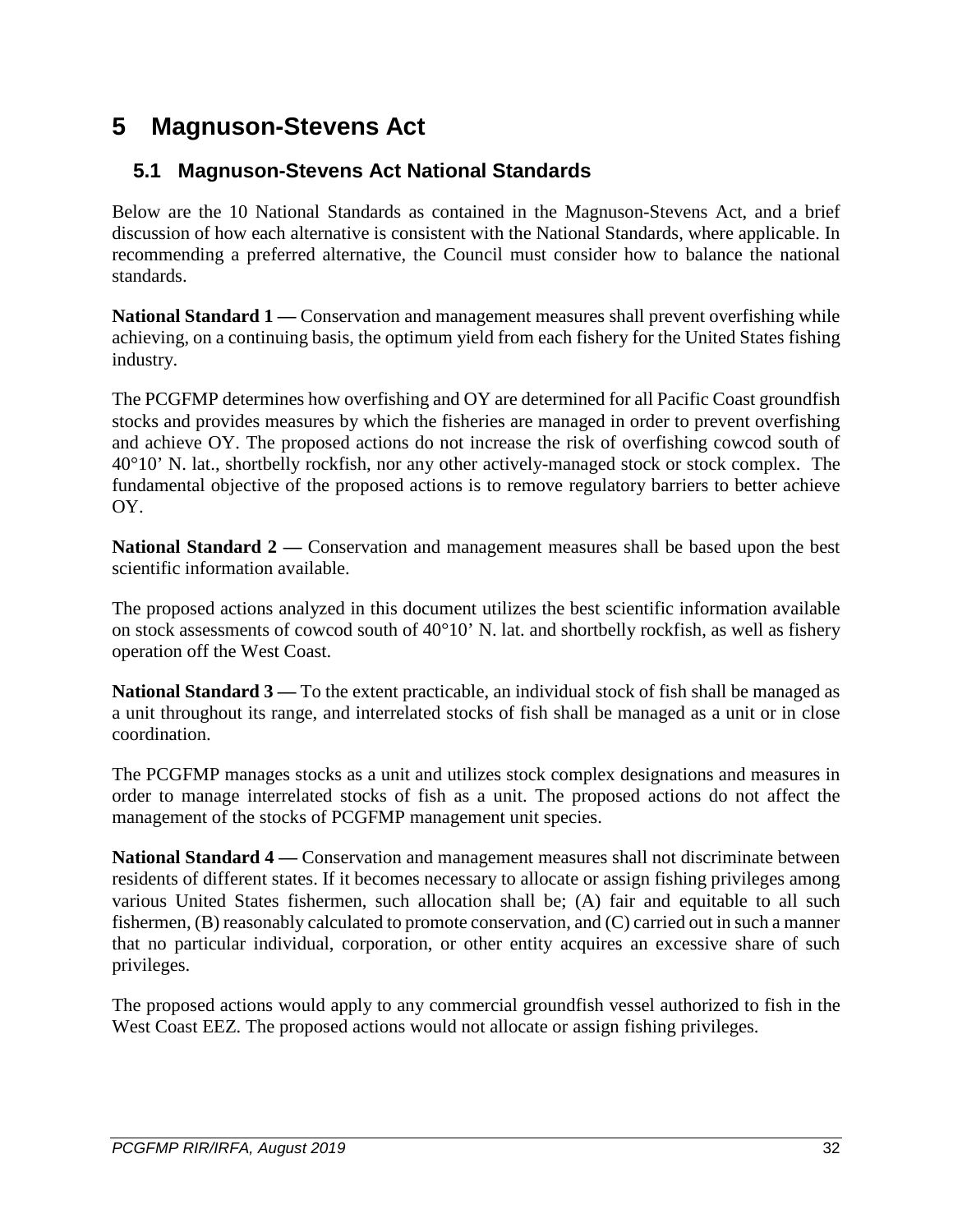# 5 Magnuson-Stevens Act

## 5.1 Magnuson-Stevens Act National Standards

Below are the 10 National Standards as contained in the Magnuson-Stevens Act, and a brief discussion of how each alternative is consistent with the National Standards, where applicable. In recommending a preferred alternative, the Council must consider how to balance the national standards.

**National Standard 1 —** Conservation and management measures shall prevent overfishing while achieving, on a continuing basis, the optimum yield from each fishery for the United States fishing industry.

The PCGFMP determines how overfishing and OY are determined for all Pacific Coast groundfish stocks and provides measures by which the fisheries are managed in order to prevent overfishing and achieve OY. The proposed actions do not increase the risk of overfishing cowcod south of 40°10' N. lat., shortbelly rockfish, nor any other actively-managed stock or stock complex. The fundamental objective of the proposed actions is to remove regulatory barriers to better achieve OY.

**National Standard 2 —** Conservation and management measures shall be based upon the best scientific information available.

The proposed actions analyzed in this document utilizes the best scientific information available on stock assessments of cowcod south of 40°10' N. lat. and shortbelly rockfish, as well as fishery operation off the West Coast.

**National Standard 3 —** To the extent practicable, an individual stock of fish shall be managed as a unit throughout its range, and interrelated stocks of fish shall be managed as a unit or in close coordination.

The PCGFMP manages stocks as a unit and utilizes stock complex designations and measures in order to manage interrelated stocks of fish as a unit. The proposed actions do not affect the management of the stocks of PCGFMP management unit species.

**National Standard 4 —** Conservation and management measures shall not discriminate between residents of different states. If it becomes necessary to allocate or assign fishing privileges among various United States fishermen, such allocation shall be; (A) fair and equitable to all such fishermen, (B) reasonably calculated to promote conservation, and (C) carried out in such a manner that no particular individual, corporation, or other entity acquires an excessive share of such privileges.

The proposed actions would apply to any commercial groundfish vessel authorized to fish in the West Coast EEZ. The proposed actions would not allocate or assign fishing privileges.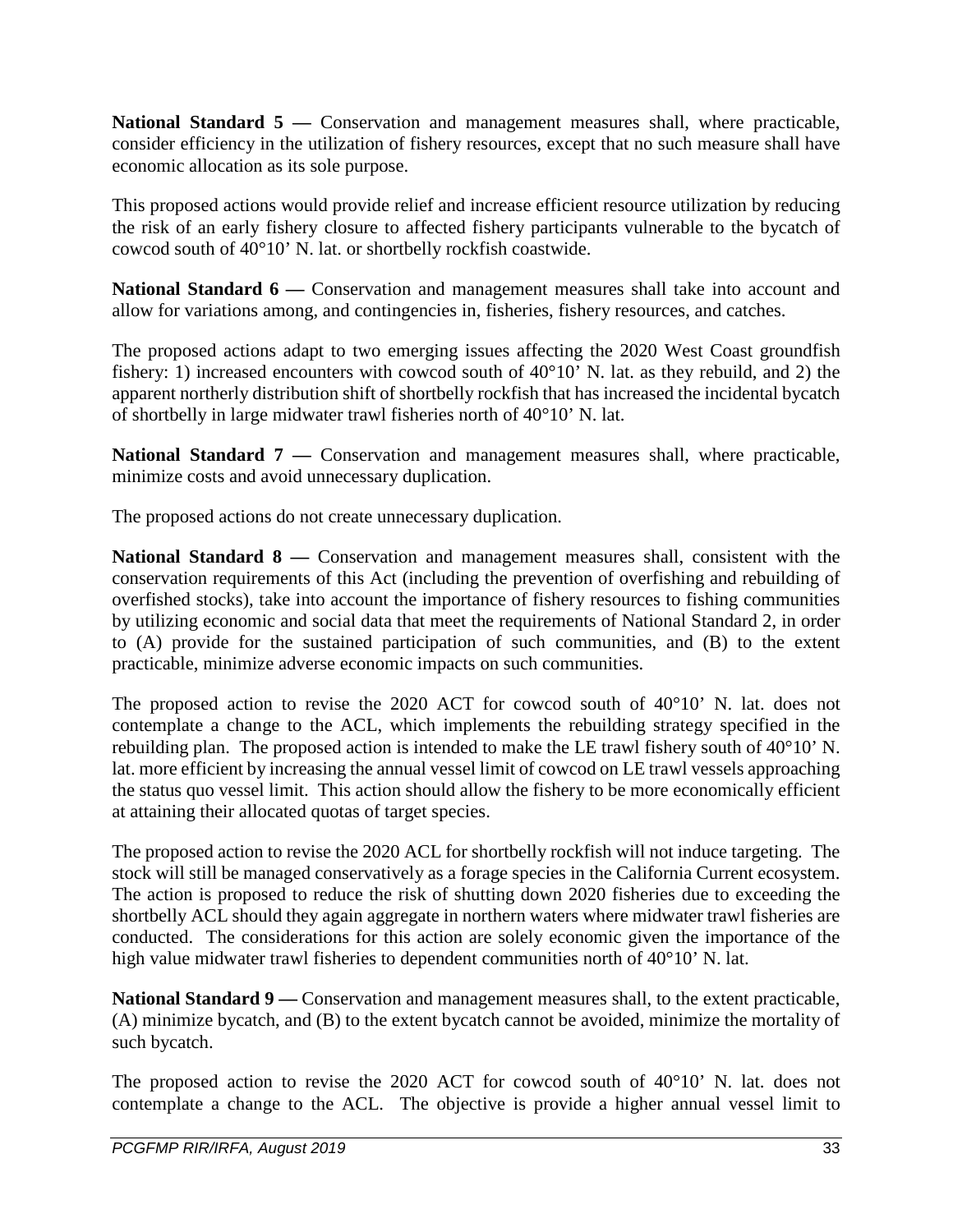**National Standard 5 —** Conservation and management measures shall, where practicable, consider efficiency in the utilization of fishery resources, except that no such measure shall have economic allocation as its sole purpose.

This proposed actions would provide relief and increase efficient resource utilization by reducing the risk of an early fishery closure to affected fishery participants vulnerable to the bycatch of cowcod south of 40°10' N. lat. or shortbelly rockfish coastwide.

**National Standard 6 —** Conservation and management measures shall take into account and allow for variations among, and contingencies in, fisheries, fishery resources, and catches.

The proposed actions adapt to two emerging issues affecting the 2020 West Coast groundfish fishery: 1) increased encounters with cowcod south of 40°10' N. lat. as they rebuild, and 2) the apparent northerly distribution shift of shortbelly rockfish that has increased the incidental bycatch of shortbelly in large midwater trawl fisheries north of 40°10' N. lat.

**National Standard 7 —** Conservation and management measures shall, where practicable, minimize costs and avoid unnecessary duplication.

The proposed actions do not create unnecessary duplication.

**National Standard 8 —** Conservation and management measures shall, consistent with the conservation requirements of this Act (including the prevention of overfishing and rebuilding of overfished stocks), take into account the importance of fishery resources to fishing communities by utilizing economic and social data that meet the requirements of National Standard 2, in order to (A) provide for the sustained participation of such communities, and (B) to the extent practicable, minimize adverse economic impacts on such communities.

The proposed action to revise the 2020 ACT for cowcod south of 40°10' N. lat. does not contemplate a change to the ACL, which implements the rebuilding strategy specified in the rebuilding plan. The proposed action is intended to make the LE trawl fishery south of 40°10' N. lat. more efficient by increasing the annual vessel limit of cowcod on LE trawl vessels approaching the status quo vessel limit. This action should allow the fishery to be more economically efficient at attaining their allocated quotas of target species.

The proposed action to revise the 2020 ACL for shortbelly rockfish will not induce targeting. The stock will still be managed conservatively as a forage species in the California Current ecosystem. The action is proposed to reduce the risk of shutting down 2020 fisheries due to exceeding the shortbelly ACL should they again aggregate in northern waters where midwater trawl fisheries are conducted. The considerations for this action are solely economic given the importance of the high value midwater trawl fisheries to dependent communities north of 40°10' N. lat.

**National Standard 9 —** Conservation and management measures shall, to the extent practicable, (A) minimize bycatch, and (B) to the extent bycatch cannot be avoided, minimize the mortality of such bycatch.

The proposed action to revise the 2020 ACT for cowcod south of 40°10' N. lat. does not contemplate a change to the ACL. The objective is provide a higher annual vessel limit to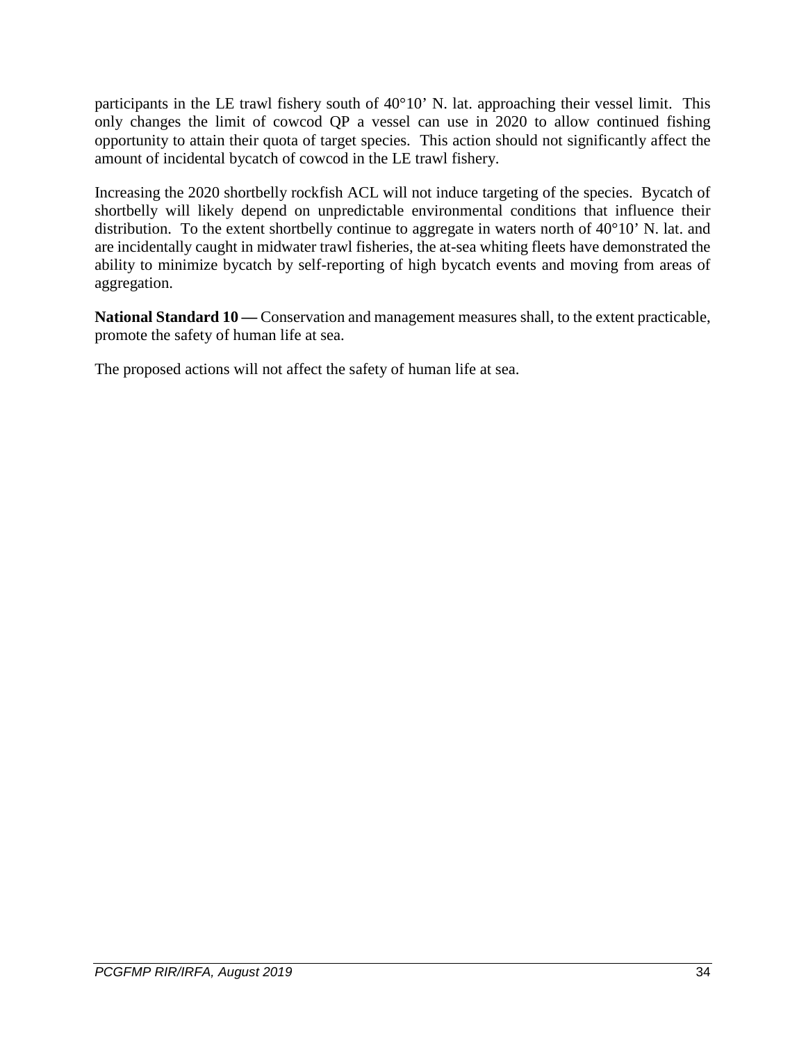participants in the LE trawl fishery south of 40°10’ N. lat. approaching their vessel limit. This only changes the limit of cowcod QP a vessel can use in 2020 to allow continued fishing opportunity to attain their quota of target species. This action should not significantly affect the amount of incidental bycatch of cowcod in the LE trawl fishery.

Increasing the 2020 shortbelly rockfish ACL will not induce targeting of the species. Bycatch of shortbelly will likely depend on unpredictable environmental conditions that influence their distribution. To the extent shortbelly continue to aggregate in waters north of 40°10’ N. lat. and are incidentally caught in midwater trawl fisheries, the at-sea whiting fleets have demonstrated the ability to minimize bycatch by self-reporting of high bycatch events and moving from areas of aggregation.

**National Standard 10 —** Conservation and management measures shall, to the extent practicable, promote the safety of human life at sea.

The proposed actions will not affect the safety of human life at sea.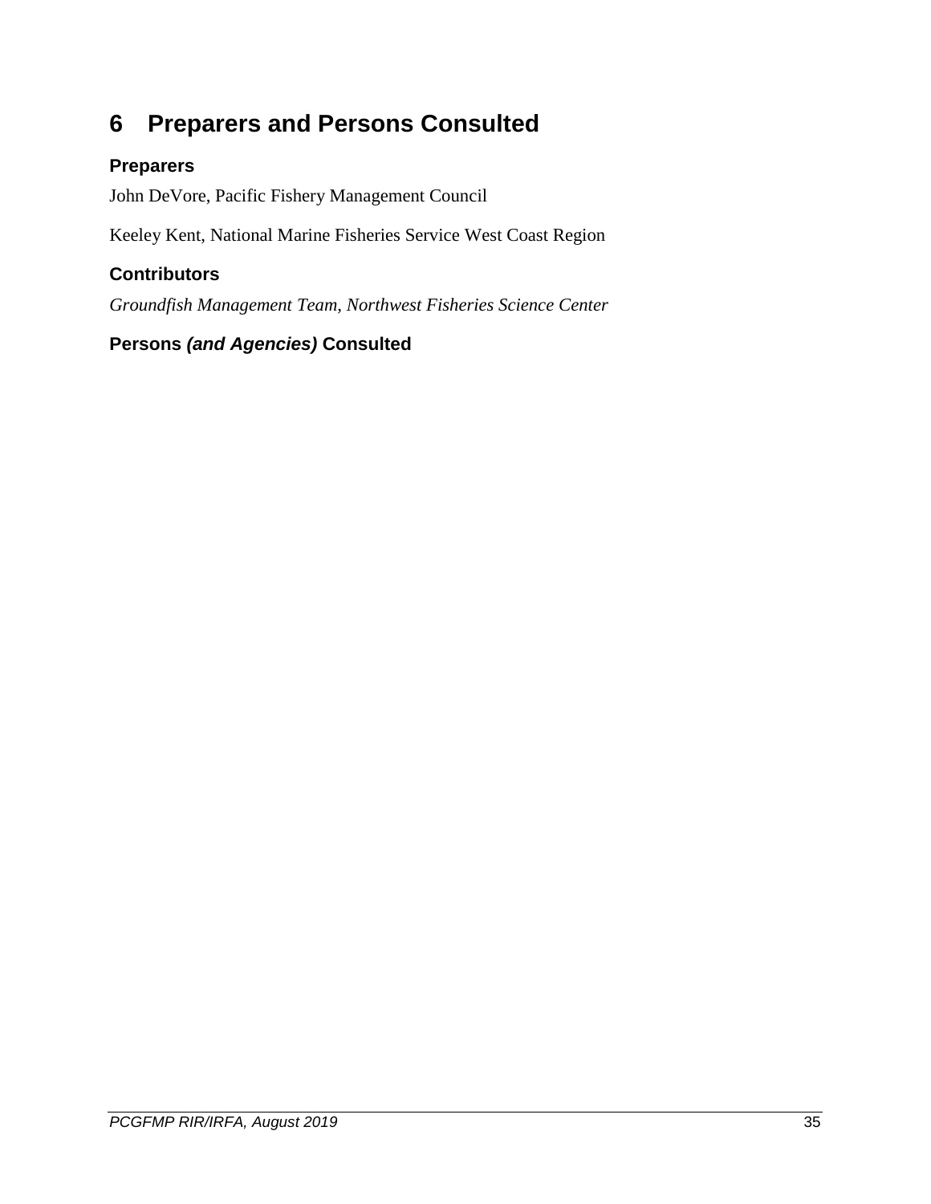# 6 Preparers and Persons Consulted

## Preparers

John DeVore, Pacific Fishery Management Council

Keeley Kent, National Marine Fisheries Service West Coast Region

## Contributors

*Groundfish Management Team, Northwest Fisheries Science Center*

## Persons *(and Agencies)* Consulted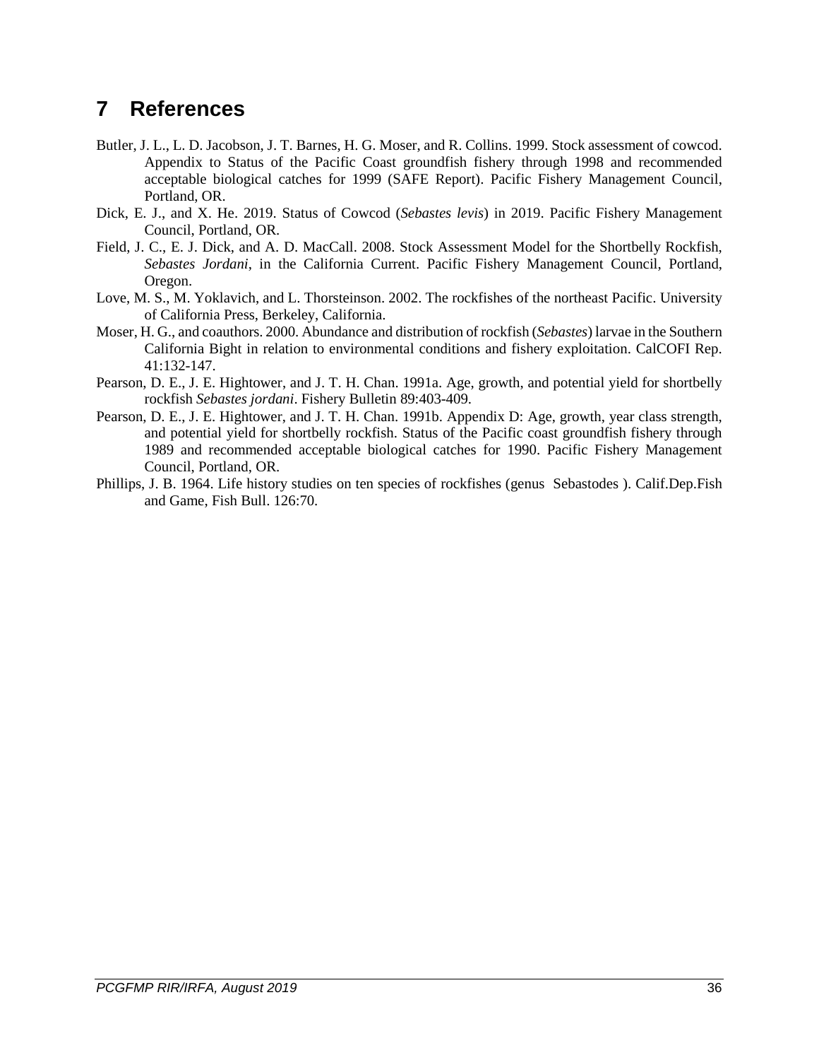# 7 References

Butler, J. L., L. D. Jacobson, J. T. Barnes, H. G. Moser, and R. Collins. 1999. Stock assessment of cowcod. Appendix to Status of the Pacific Coast groundfish fishery through 1998 and recommended acceptable biological catches for 1999 (SAFE Report). Pacific Fishery Management Council, Portland, OR.

Dick, E. J., and X. He. 2019. Status of Cowcod (*Sebastes levis*) in 2019. Pacific Fishery Management Council, Portland, OR.

Field, J. C., E. J. Dick, and A. D. MacCall. 2008. Stock Assessment Model for the Shortbelly Rockfish, *Sebastes Jordani*, in the California Current. Pacific Fishery Management Council, Portland, Oregon.

Love, M. S., M. Yoklavich, and L. Thorsteinson. 2002. The rockfishes of the northeast Pacific. University of California Press, Berkeley, California.

Moser, H. G., and coauthors. 2000. Abundance and distribution of rockfish (*Sebastes*) larvae in the Southern California Bight in relation to environmental conditions and fishery exploitation. CalCOFI Rep. 41:132-147.

Pearson, D. E., J. E. Hightower, and J. T. H. Chan. 1991a. Age, growth, and potential yield for shortbelly rockfish *Sebastes jordani*. Fishery Bulletin 89:403-409.

Pearson, D. E., J. E. Hightower, and J. T. H. Chan. 1991b. Appendix D: Age, growth, year class strength, and potential yield for shortbelly rockfish. Status of the Pacific coast groundfish fishery through 1989 and recommended acceptable biological catches for 1990. Pacific Fishery Management Council, Portland, OR.

Phillips, J. B. 1964. Life history studies on ten species of rockfishes (genus Sebastodes ). Calif.Dep.Fish and Game, Fish Bull. 126:70.